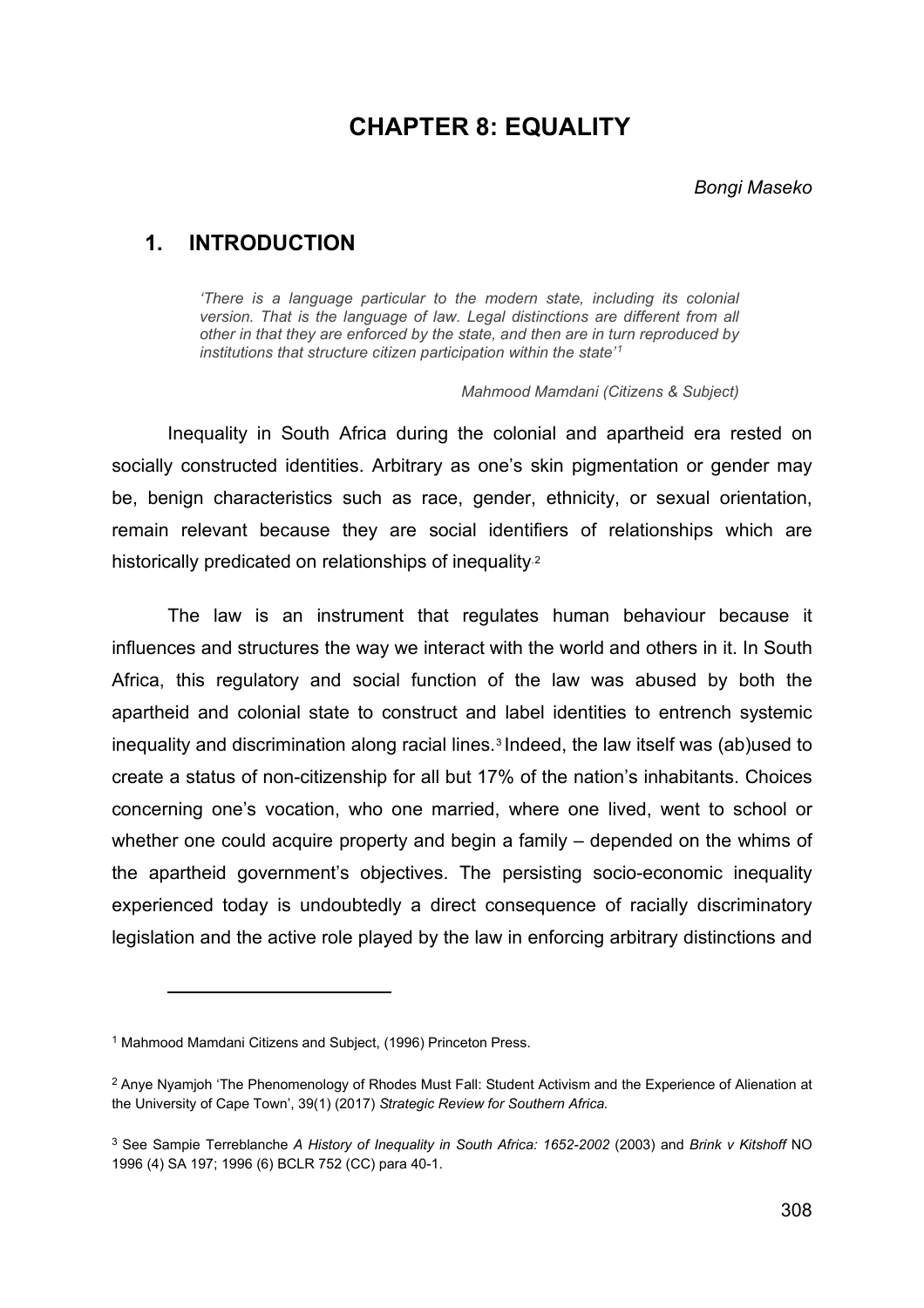# CHAPTER 8: EQUALITY

*Bongi Maseko*

## 1. INTRODUCTION

> *'There is a language particular to the modern state, including its colonial version. That is the language of law. Legal distinctions are different from all other in that they are enforced by the state, and then are in turn reproduced by institutions that structure citizen participation within the state'*[1]
>
> *Mahmood Mamdani (Citizens & Subject)*

Inequality in South Africa during the colonial and apartheid era rested on socially constructed identities. Arbitrary as one's skin pigmentation or gender may be, benign characteristics such as race, gender, ethnicity, or sexual orientation, remain relevant because they are social identifiers of relationships which are historically predicated on relationships of inequality.[2]

The law is an instrument that regulates human behaviour because it influences and structures the way we interact with the world and others in it. In South Africa, this regulatory and social function of the law was abused by both the apartheid and colonial state to construct and label identities to entrench systemic inequality and discrimination along racial lines.[3] Indeed, the law itself was (ab)used to create a status of non-citizenship for all but 17% of the nation's inhabitants. Choices concerning one's vocation, who one married, where one lived, went to school or whether one could acquire property and begin a family – depended on the whims of the apartheid government's objectives. The persisting socio-economic inequality experienced today is undoubtedly a direct consequence of racially discriminatory legislation and the active role played by the law in enforcing arbitrary distinctions and

---

[1] Mahmood Mamdani Citizens and Subject, (1996) Princeton Press.

[2] Anye Nyamjoh 'The Phenomenology of Rhodes Must Fall: Student Activism and the Experience of Alienation at the University of Cape Town', 39(1) (2017) *Strategic Review for Southern Africa.*

[3] See Sampie Terreblanche *A History of Inequality in South Africa: 1652-2002* (2003) and *Brink v Kitshoff* NO 1996 (4) SA 197; 1996 (6) BCLR 752 (CC) para 40-1.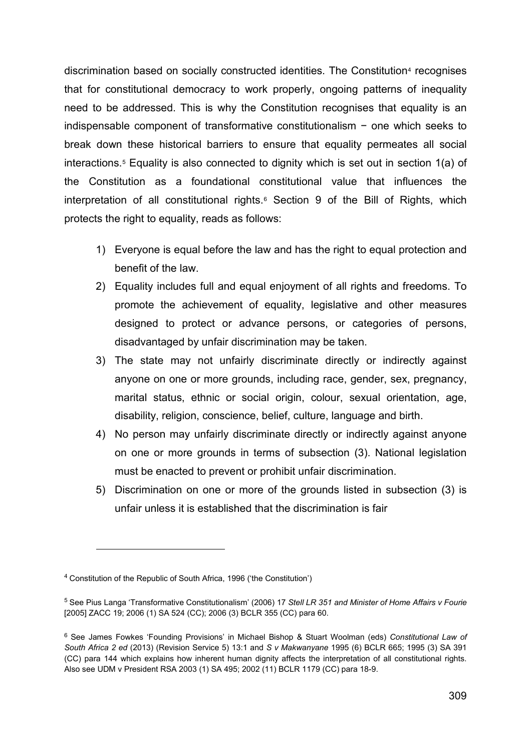discrimination based on socially constructed identities. The Constitution[4] recognises that for constitutional democracy to work properly, ongoing patterns of inequality need to be addressed. This is why the Constitution recognises that equality is an indispensable component of transformative constitutionalism − one which seeks to break down these historical barriers to ensure that equality permeates all social interactions.[5] Equality is also connected to dignity which is set out in section 1(a) of the Constitution as a foundational constitutional value that influences the interpretation of all constitutional rights.[6] Section 9 of the Bill of Rights, which protects the right to equality, reads as follows:

1) Everyone is equal before the law and has the right to equal protection and benefit of the law.
2) Equality includes full and equal enjoyment of all rights and freedoms. To promote the achievement of equality, legislative and other measures designed to protect or advance persons, or categories of persons, disadvantaged by unfair discrimination may be taken.
3) The state may not unfairly discriminate directly or indirectly against anyone on one or more grounds, including race, gender, sex, pregnancy, marital status, ethnic or social origin, colour, sexual orientation, age, disability, religion, conscience, belief, culture, language and birth.
4) No person may unfairly discriminate directly or indirectly against anyone on one or more grounds in terms of subsection (3). National legislation must be enacted to prevent or prohibit unfair discrimination.
5) Discrimination on one or more of the grounds listed in subsection (3) is unfair unless it is established that the discrimination is fair

---

[4] Constitution of the Republic of South Africa, 1996 ('the Constitution')

[5] See Pius Langa 'Transformative Constitutionalism' (2006) 17 *Stell LR 351 and Minister of Home Affairs v Fourie* [2005] ZACC 19; 2006 (1) SA 524 (CC); 2006 (3) BCLR 355 (CC) para 60.

[6] See James Fowkes 'Founding Provisions' in Michael Bishop & Stuart Woolman (eds) *Constitutional Law of South Africa 2 ed* (2013) (Revision Service 5) 13:1 and *S v Makwanyane* 1995 (6) BCLR 665; 1995 (3) SA 391 (CC) para 144 which explains how inherent human dignity affects the interpretation of all constitutional rights. Also see UDM v President RSA 2003 (1) SA 495; 2002 (11) BCLR 1179 (CC) para 18-9.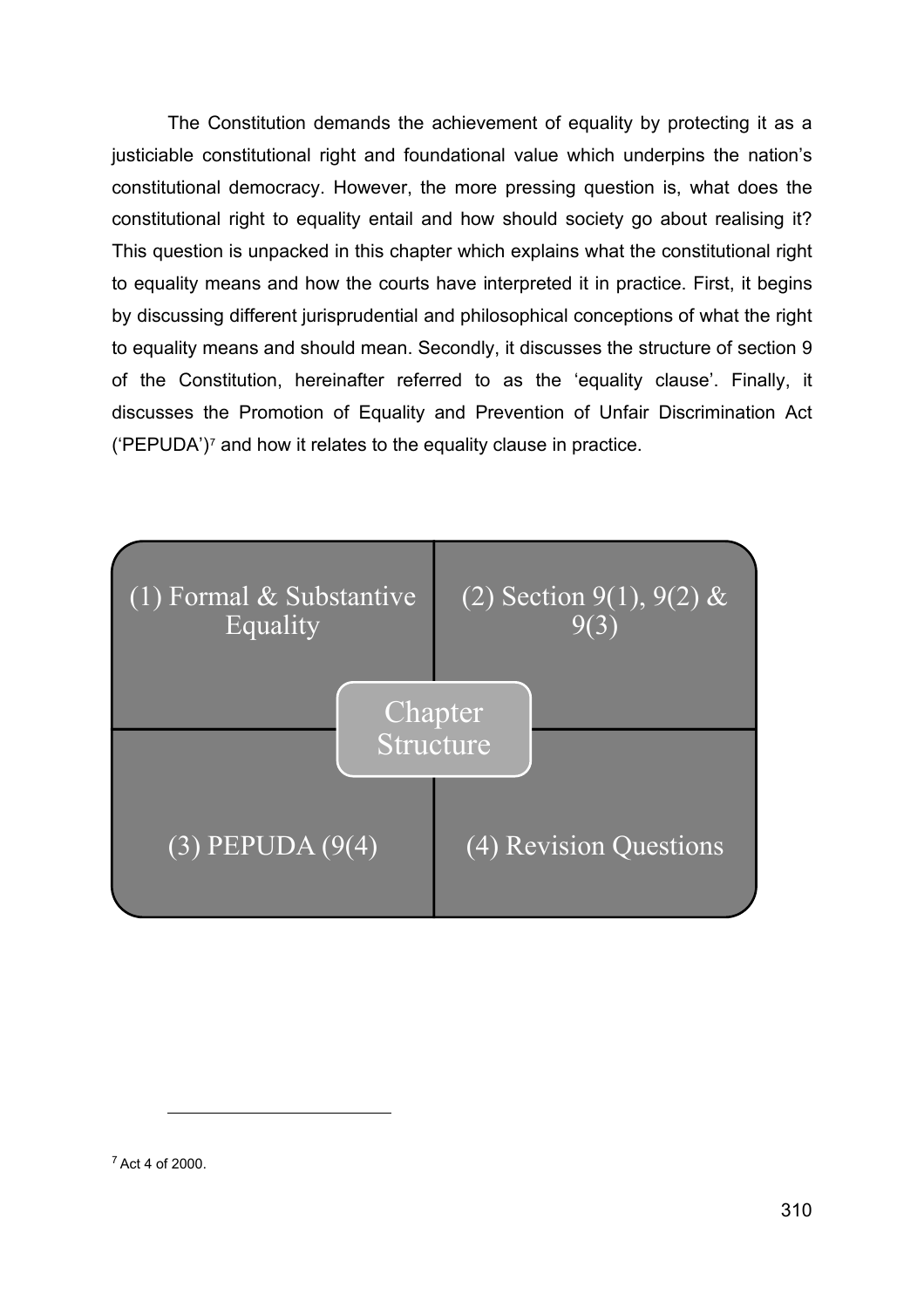The Constitution demands the achievement of equality by protecting it as a justiciable constitutional right and foundational value which underpins the nation's constitutional democracy. However, the more pressing question is, what does the constitutional right to equality entail and how should society go about realising it? This question is unpacked in this chapter which explains what the constitutional right to equality means and how the courts have interpreted it in practice. First, it begins by discussing different jurisprudential and philosophical conceptions of what the right to equality means and should mean. Secondly, it discusses the structure of section 9 of the Constitution, hereinafter referred to as the 'equality clause'. Finally, it discusses the Promotion of Equality and Prevention of Unfair Discrimination Act ('PEPUDA')[7] and how it relates to the equality clause in practice.

**Chapter Structure**

| (1) Formal & Substantive Equality | (2) Section 9(1), 9(2) & 9(3) |
| --- | --- |
| (3) PEPUDA (9(4) | (4) Revision Questions |

[7] Act 4 of 2000.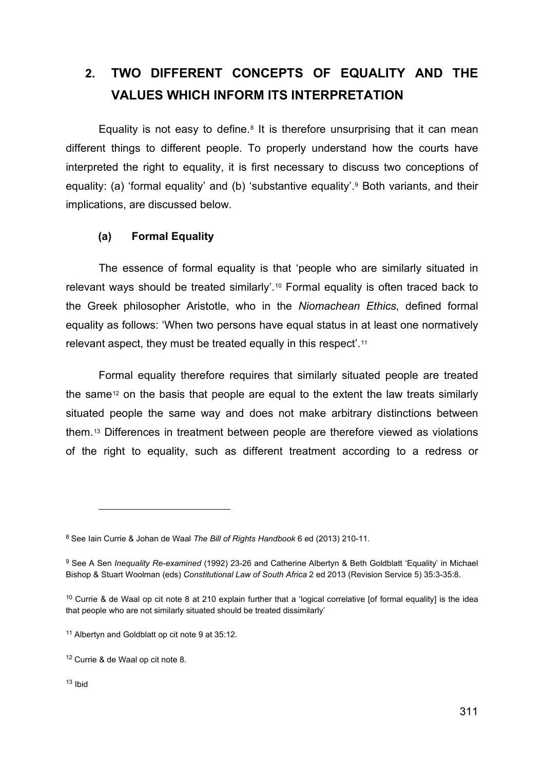## 2. TWO DIFFERENT CONCEPTS OF EQUALITY AND THE VALUES WHICH INFORM ITS INTERPRETATION

Equality is not easy to define.[8] It is therefore unsurprising that it can mean different things to different people. To properly understand how the courts have interpreted the right to equality, it is first necessary to discuss two conceptions of equality: (a) 'formal equality' and (b) 'substantive equality'.[9] Both variants, and their implications, are discussed below.

### (a) Formal Equality

The essence of formal equality is that 'people who are similarly situated in relevant ways should be treated similarly'.[10] Formal equality is often traced back to the Greek philosopher Aristotle, who in the *Niomachean Ethics*, defined formal equality as follows: 'When two persons have equal status in at least one normatively relevant aspect, they must be treated equally in this respect'.[11]

Formal equality therefore requires that similarly situated people are treated the same[12] on the basis that people are equal to the extent the law treats similarly situated people the same way and does not make arbitrary distinctions between them.[13] Differences in treatment between people are therefore viewed as violations of the right to equality, such as different treatment according to a redress or

---

[8] See Iain Currie & Johan de Waal *The Bill of Rights Handbook* 6 ed (2013) 210-11.

[9] See A Sen *Inequality Re-examined* (1992) 23-26 and Catherine Albertyn & Beth Goldblatt 'Equality' in Michael Bishop & Stuart Woolman (eds) *Constitutional Law of South Africa* 2 ed 2013 (Revision Service 5) 35:3-35:8.

[10] Currie & de Waal op cit note 8 at 210 explain further that a 'logical correlative [of formal equality] is the idea that people who are not similarly situated should be treated dissimilarly'

[11] Albertyn and Goldblatt op cit note 9 at 35:12.

[12] Currie & de Waal op cit note 8.

[13] Ibid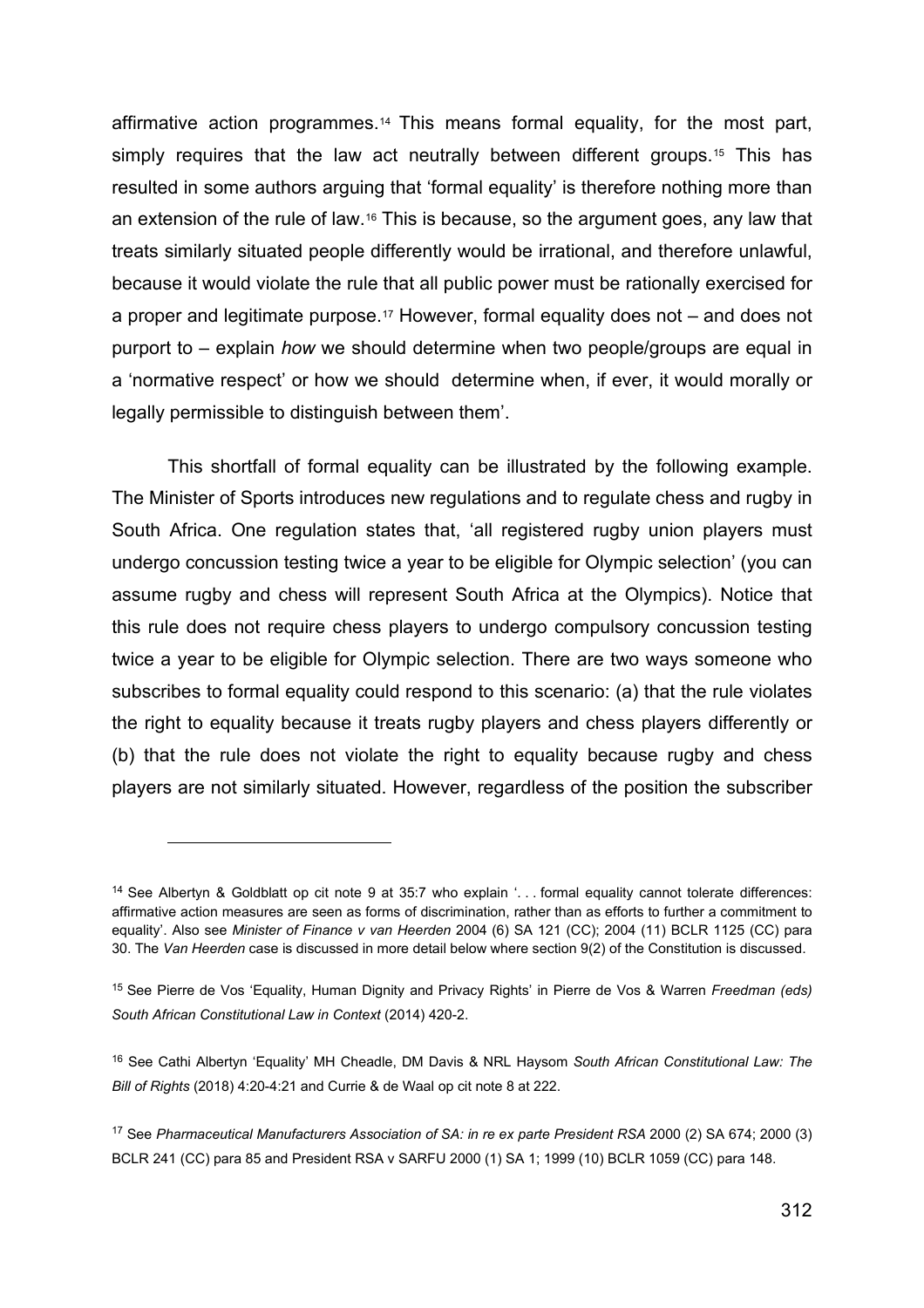affirmative action programmes.[14] This means formal equality, for the most part, simply requires that the law act neutrally between different groups.[15] This has resulted in some authors arguing that 'formal equality' is therefore nothing more than an extension of the rule of law.[16] This is because, so the argument goes, any law that treats similarly situated people differently would be irrational, and therefore unlawful, because it would violate the rule that all public power must be rationally exercised for a proper and legitimate purpose.[17] However, formal equality does not – and does not purport to – explain *how* we should determine when two people/groups are equal in a 'normative respect' or how we should determine when, if ever, it would morally or legally permissible to distinguish between them'.

This shortfall of formal equality can be illustrated by the following example. The Minister of Sports introduces new regulations and to regulate chess and rugby in South Africa. One regulation states that, 'all registered rugby union players must undergo concussion testing twice a year to be eligible for Olympic selection' (you can assume rugby and chess will represent South Africa at the Olympics). Notice that this rule does not require chess players to undergo compulsory concussion testing twice a year to be eligible for Olympic selection. There are two ways someone who subscribes to formal equality could respond to this scenario: (a) that the rule violates the right to equality because it treats rugby players and chess players differently or (b) that the rule does not violate the right to equality because rugby and chess players are not similarly situated. However, regardless of the position the subscriber

---

[14] See Albertyn & Goldblatt op cit note 9 at 35:7 who explain '. . . formal equality cannot tolerate differences: affirmative action measures are seen as forms of discrimination, rather than as efforts to further a commitment to equality'. Also see *Minister of Finance v van Heerden* 2004 (6) SA 121 (CC); 2004 (11) BCLR 1125 (CC) para 30. The *Van Heerden* case is discussed in more detail below where section 9(2) of the Constitution is discussed.

[15] See Pierre de Vos 'Equality, Human Dignity and Privacy Rights' in Pierre de Vos & Warren *Freedman (eds) South African Constitutional Law in Context* (2014) 420-2.

[16] See Cathi Albertyn 'Equality' MH Cheadle, DM Davis & NRL Haysom *South African Constitutional Law: The Bill of Rights* (2018) 4:20-4:21 and Currie & de Waal op cit note 8 at 222.

[17] See *Pharmaceutical Manufacturers Association of SA: in re ex parte President RSA* 2000 (2) SA 674; 2000 (3) BCLR 241 (CC) para 85 and President RSA v SARFU 2000 (1) SA 1; 1999 (10) BCLR 1059 (CC) para 148.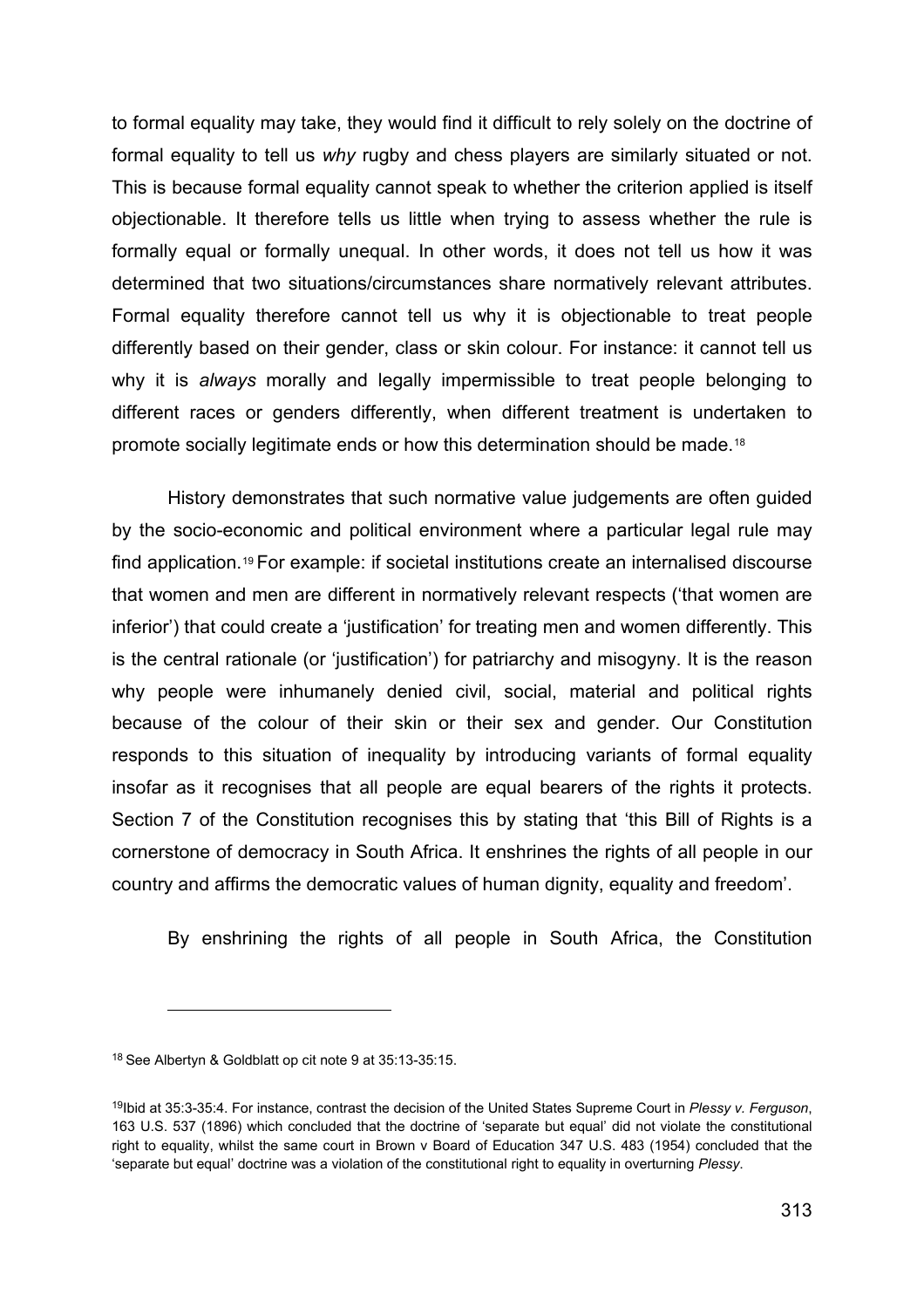to formal equality may take, they would find it difficult to rely solely on the doctrine of formal equality to tell us *why* rugby and chess players are similarly situated or not. This is because formal equality cannot speak to whether the criterion applied is itself objectionable. It therefore tells us little when trying to assess whether the rule is formally equal or formally unequal. In other words, it does not tell us how it was determined that two situations/circumstances share normatively relevant attributes. Formal equality therefore cannot tell us why it is objectionable to treat people differently based on their gender, class or skin colour. For instance: it cannot tell us why it is *always* morally and legally impermissible to treat people belonging to different races or genders differently, when different treatment is undertaken to promote socially legitimate ends or how this determination should be made.[18]

History demonstrates that such normative value judgements are often guided by the socio-economic and political environment where a particular legal rule may find application.[19] For example: if societal institutions create an internalised discourse that women and men are different in normatively relevant respects ('that women are inferior') that could create a 'justification' for treating men and women differently. This is the central rationale (or 'justification') for patriarchy and misogyny. It is the reason why people were inhumanely denied civil, social, material and political rights because of the colour of their skin or their sex and gender. Our Constitution responds to this situation of inequality by introducing variants of formal equality insofar as it recognises that all people are equal bearers of the rights it protects. Section 7 of the Constitution recognises this by stating that 'this Bill of Rights is a cornerstone of democracy in South Africa. It enshrines the rights of all people in our country and affirms the democratic values of human dignity, equality and freedom'.

By enshrining the rights of all people in South Africa, the Constitution

---

[18] See Albertyn & Goldblatt op cit note 9 at 35:13-35:15.

[19] Ibid at 35:3-35:4. For instance, contrast the decision of the United States Supreme Court in *Plessy v. Ferguson*, 163 U.S. 537 (1896) which concluded that the doctrine of 'separate but equal' did not violate the constitutional right to equality, whilst the same court in Brown v Board of Education 347 U.S. 483 (1954) concluded that the 'separate but equal' doctrine was a violation of the constitutional right to equality in overturning *Plessy*.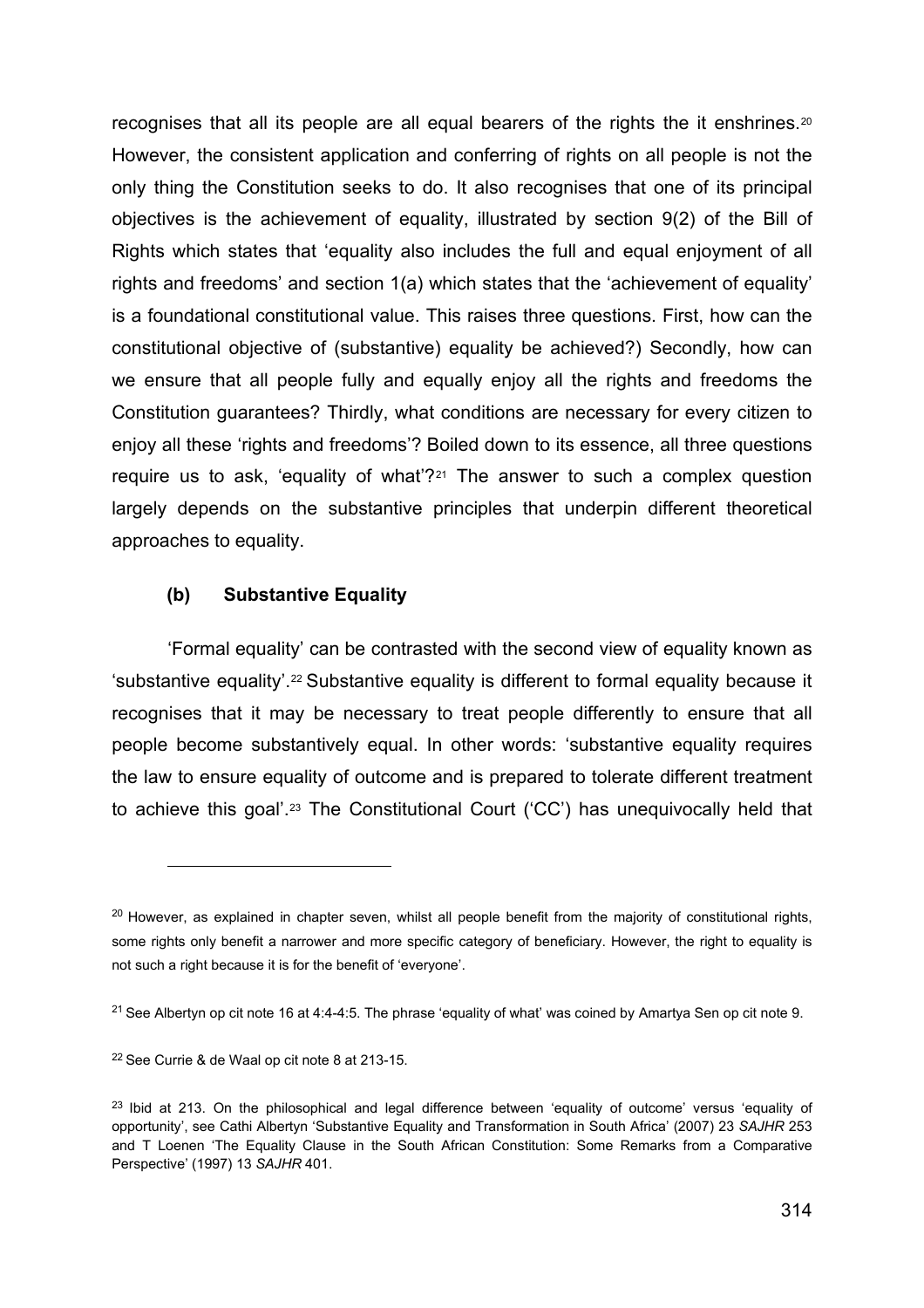recognises that all its people are all equal bearers of the rights the it enshrines.[20] However, the consistent application and conferring of rights on all people is not the only thing the Constitution seeks to do. It also recognises that one of its principal objectives is the achievement of equality, illustrated by section 9(2) of the Bill of Rights which states that 'equality also includes the full and equal enjoyment of all rights and freedoms' and section 1(a) which states that the 'achievement of equality' is a foundational constitutional value. This raises three questions. First, how can the constitutional objective of (substantive) equality be achieved?) Secondly, how can we ensure that all people fully and equally enjoy all the rights and freedoms the Constitution guarantees? Thirdly, what conditions are necessary for every citizen to enjoy all these 'rights and freedoms'? Boiled down to its essence, all three questions require us to ask, 'equality of what'?[21] The answer to such a complex question largely depends on the substantive principles that underpin different theoretical approaches to equality.

### (b) Substantive Equality

'Formal equality' can be contrasted with the second view of equality known as 'substantive equality'.[22] Substantive equality is different to formal equality because it recognises that it may be necessary to treat people differently to ensure that all people become substantively equal. In other words: 'substantive equality requires the law to ensure equality of outcome and is prepared to tolerate different treatment to achieve this goal'.[23] The Constitutional Court ('CC') has unequivocally held that

---

[20] However, as explained in chapter seven, whilst all people benefit from the majority of constitutional rights, some rights only benefit a narrower and more specific category of beneficiary. However, the right to equality is not such a right because it is for the benefit of 'everyone'.

[21] See Albertyn op cit note 16 at 4:4-4:5. The phrase 'equality of what' was coined by Amartya Sen op cit note 9.

[22] See Currie & de Waal op cit note 8 at 213-15.

[23] Ibid at 213. On the philosophical and legal difference between 'equality of outcome' versus 'equality of opportunity', see Cathi Albertyn 'Substantive Equality and Transformation in South Africa' (2007) 23 *SAJHR* 253 and T Loenen 'The Equality Clause in the South African Constitution: Some Remarks from a Comparative Perspective' (1997) 13 *SAJHR* 401.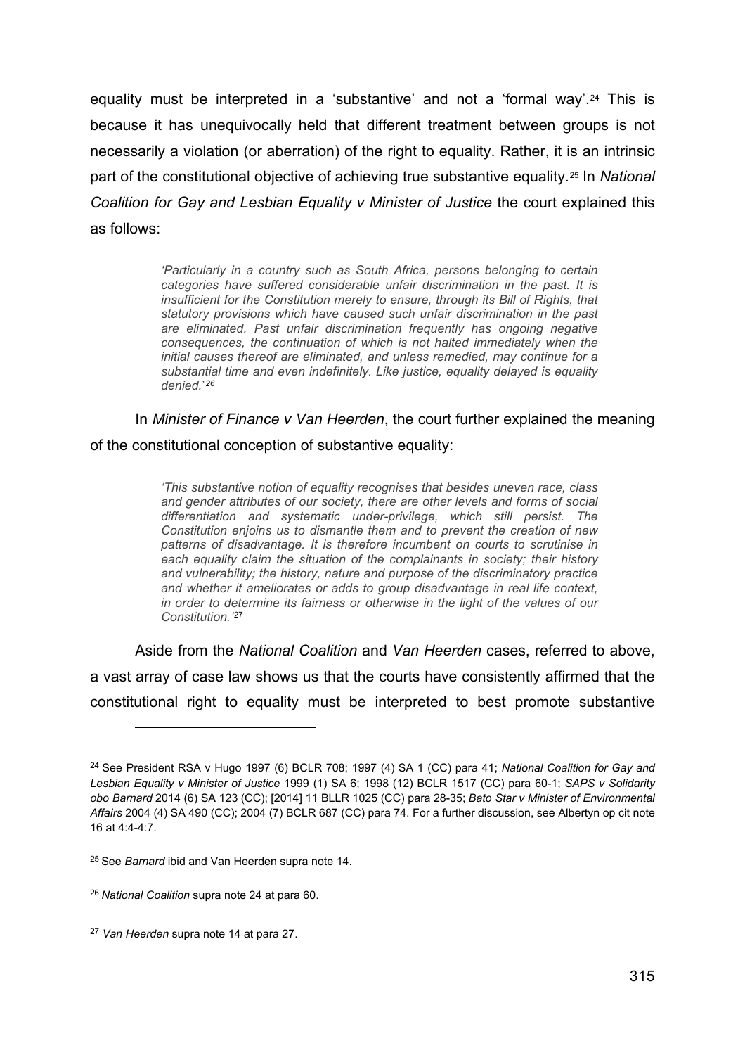equality must be interpreted in a 'substantive' and not a 'formal way'.[24] This is because it has unequivocally held that different treatment between groups is not necessarily a violation (or aberration) of the right to equality. Rather, it is an intrinsic part of the constitutional objective of achieving true substantive equality.[25] In *National Coalition for Gay and Lesbian Equality v Minister of Justice* the court explained this as follows:

> *'Particularly in a country such as South Africa, persons belonging to certain categories have suffered considerable unfair discrimination in the past. It is insufficient for the Constitution merely to ensure, through its Bill of Rights, that statutory provisions which have caused such unfair discrimination in the past are eliminated. Past unfair discrimination frequently has ongoing negative consequences, the continuation of which is not halted immediately when the initial causes thereof are eliminated, and unless remedied, may continue for a substantial time and even indefinitely. Like justice, equality delayed is equality denied.'*[26]

In *Minister of Finance v Van Heerden*, the court further explained the meaning of the constitutional conception of substantive equality:

> *'This substantive notion of equality recognises that besides uneven race, class and gender attributes of our society, there are other levels and forms of social differentiation and systematic under-privilege, which still persist. The Constitution enjoins us to dismantle them and to prevent the creation of new patterns of disadvantage. It is therefore incumbent on courts to scrutinise in each equality claim the situation of the complainants in society; their history and vulnerability; the history, nature and purpose of the discriminatory practice and whether it ameliorates or adds to group disadvantage in real life context, in order to determine its fairness or otherwise in the light of the values of our Constitution.'*[27]

Aside from the *National Coalition* and *Van Heerden* cases, referred to above, a vast array of case law shows us that the courts have consistently affirmed that the constitutional right to equality must be interpreted to best promote substantive

---

[24] See President RSA v Hugo 1997 (6) BCLR 708; 1997 (4) SA 1 (CC) para 41; *National Coalition for Gay and Lesbian Equality v Minister of Justice* 1999 (1) SA 6; 1998 (12) BCLR 1517 (CC) para 60-1; *SAPS v Solidarity obo Barnard* 2014 (6) SA 123 (CC); [2014] 11 BLLR 1025 (CC) para 28-35; *Bato Star v Minister of Environmental Affairs* 2004 (4) SA 490 (CC); 2004 (7) BCLR 687 (CC) para 74. For a further discussion, see Albertyn op cit note 16 at 4:4-4:7.

[25] See *Barnard* ibid and Van Heerden supra note 14.

[26] *National Coalition* supra note 24 at para 60.

[27] *Van Heerden* supra note 14 at para 27.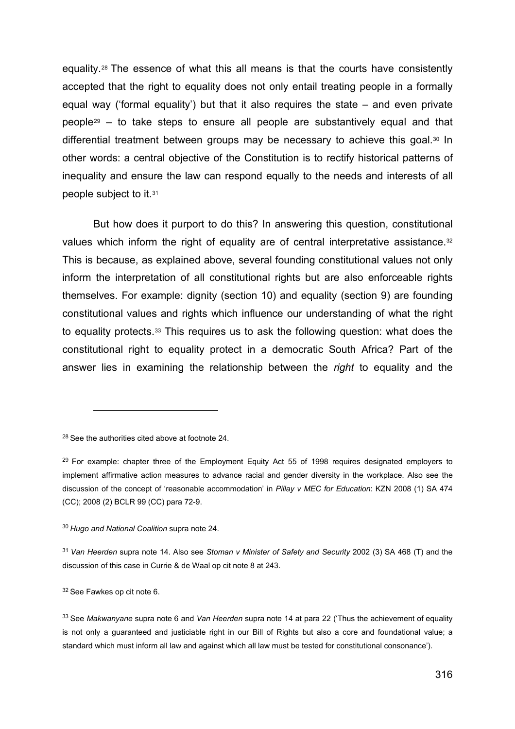equality.[28] The essence of what this all means is that the courts have consistently accepted that the right to equality does not only entail treating people in a formally equal way ('formal equality') but that it also requires the state – and even private people[29] – to take steps to ensure all people are substantively equal and that differential treatment between groups may be necessary to achieve this goal.[30] In other words: a central objective of the Constitution is to rectify historical patterns of inequality and ensure the law can respond equally to the needs and interests of all people subject to it.[31]

But how does it purport to do this? In answering this question, constitutional values which inform the right of equality are of central interpretative assistance.[32] This is because, as explained above, several founding constitutional values not only inform the interpretation of all constitutional rights but are also enforceable rights themselves. For example: dignity (section 10) and equality (section 9) are founding constitutional values and rights which influence our understanding of what the right to equality protects.[33] This requires us to ask the following question: what does the constitutional right to equality protect in a democratic South Africa? Part of the answer lies in examining the relationship between the *right* to equality and the

---

[28] See the authorities cited above at footnote 24.

[29] For example: chapter three of the Employment Equity Act 55 of 1998 requires designated employers to implement affirmative action measures to advance racial and gender diversity in the workplace. Also see the discussion of the concept of 'reasonable accommodation' in *Pillay v MEC for Education*: KZN 2008 (1) SA 474 (CC); 2008 (2) BCLR 99 (CC) para 72-9.

[30] *Hugo and National Coalition* supra note 24.

[31] *Van Heerden* supra note 14. Also see *Stoman v Minister of Safety and Security* 2002 (3) SA 468 (T) and the discussion of this case in Currie & de Waal op cit note 8 at 243.

[32] See Fawkes op cit note 6.

[33] See *Makwanyane* supra note 6 and *Van Heerden* supra note 14 at para 22 ('Thus the achievement of equality is not only a guaranteed and justiciable right in our Bill of Rights but also a core and foundational value; a standard which must inform all law and against which all law must be tested for constitutional consonance').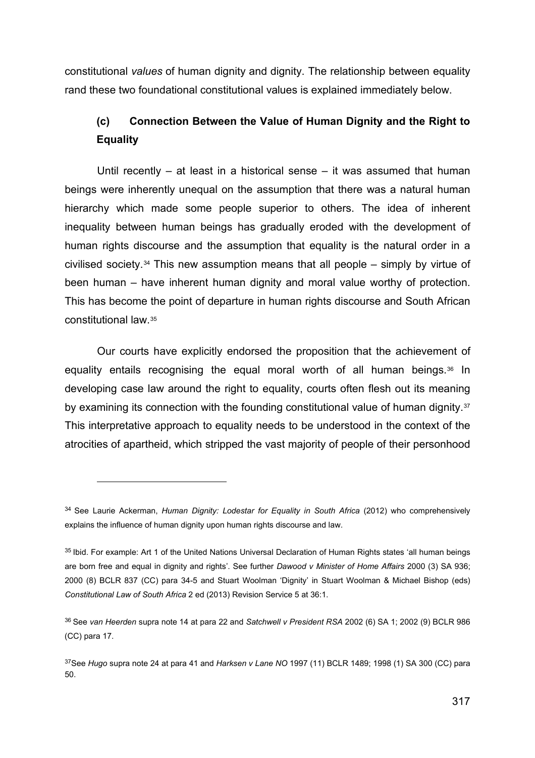constitutional *values* of human dignity and dignity. The relationship between equality rand these two foundational constitutional values is explained immediately below.

### (c) Connection Between the Value of Human Dignity and the Right to Equality

Until recently – at least in a historical sense – it was assumed that human beings were inherently unequal on the assumption that there was a natural human hierarchy which made some people superior to others. The idea of inherent inequality between human beings has gradually eroded with the development of human rights discourse and the assumption that equality is the natural order in a civilised society.[34] This new assumption means that all people – simply by virtue of been human – have inherent human dignity and moral value worthy of protection. This has become the point of departure in human rights discourse and South African constitutional law.[35]

Our courts have explicitly endorsed the proposition that the achievement of equality entails recognising the equal moral worth of all human beings.[36] In developing case law around the right to equality, courts often flesh out its meaning by examining its connection with the founding constitutional value of human dignity.[37] This interpretative approach to equality needs to be understood in the context of the atrocities of apartheid, which stripped the vast majority of people of their personhood

---

[34] See Laurie Ackerman, *Human Dignity: Lodestar for Equality in South Africa* (2012) who comprehensively explains the influence of human dignity upon human rights discourse and law.

[35] Ibid. For example: Art 1 of the United Nations Universal Declaration of Human Rights states 'all human beings are born free and equal in dignity and rights'. See further *Dawood v Minister of Home Affairs* 2000 (3) SA 936; 2000 (8) BCLR 837 (CC) para 34-5 and Stuart Woolman 'Dignity' in Stuart Woolman & Michael Bishop (eds) *Constitutional Law of South Africa* 2 ed (2013) Revision Service 5 at 36:1.

[36] See *van Heerden* supra note 14 at para 22 and *Satchwell v President RSA* 2002 (6) SA 1; 2002 (9) BCLR 986 (CC) para 17.

[37] See *Hugo* supra note 24 at para 41 and *Harksen v Lane NO* 1997 (11) BCLR 1489; 1998 (1) SA 300 (CC) para 50.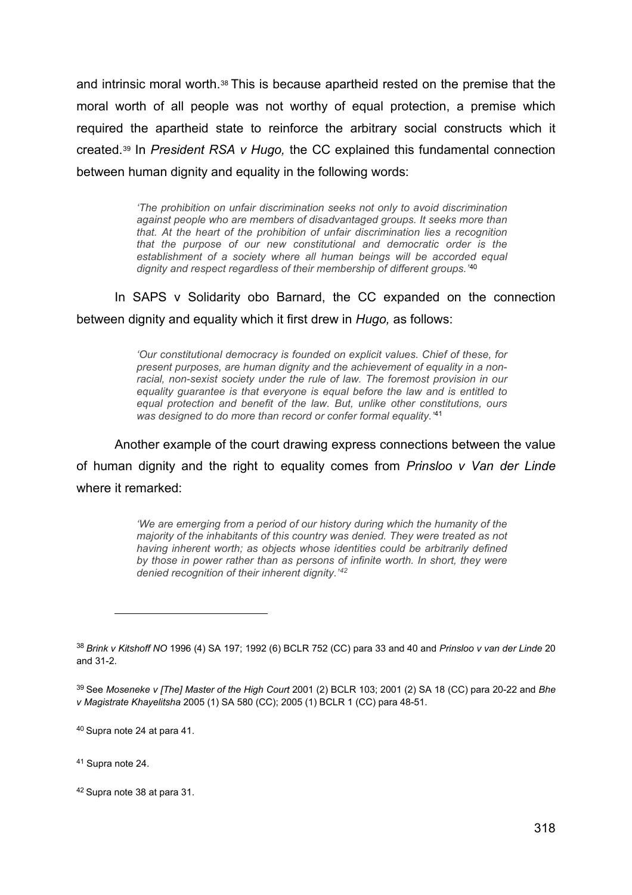and intrinsic moral worth.[38] This is because apartheid rested on the premise that the moral worth of all people was not worthy of equal protection, a premise which required the apartheid state to reinforce the arbitrary social constructs which it created.[39] In *President RSA v Hugo,* the CC explained this fundamental connection between human dignity and equality in the following words:

> *'The prohibition on unfair discrimination seeks not only to avoid discrimination against people who are members of disadvantaged groups. It seeks more than that. At the heart of the prohibition of unfair discrimination lies a recognition that the purpose of our new constitutional and democratic order is the establishment of a society where all human beings will be accorded equal dignity and respect regardless of their membership of different groups.'*[40]

In SAPS v Solidarity obo Barnard, the CC expanded on the connection between dignity and equality which it first drew in *Hugo,* as follows:

> *'Our constitutional democracy is founded on explicit values. Chief of these, for present purposes, are human dignity and the achievement of equality in a non-racial, non-sexist society under the rule of law. The foremost provision in our equality guarantee is that everyone is equal before the law and is entitled to equal protection and benefit of the law. But, unlike other constitutions, ours was designed to do more than record or confer formal equality.'*[41]

Another example of the court drawing express connections between the value of human dignity and the right to equality comes from *Prinsloo v Van der Linde* where it remarked:

> *'We are emerging from a period of our history during which the humanity of the majority of the inhabitants of this country was denied. They were treated as not having inherent worth; as objects whose identities could be arbitrarily defined by those in power rather than as persons of infinite worth. In short, they were denied recognition of their inherent dignity.'*[42]

---

[38] *Brink v Kitshoff NO* 1996 (4) SA 197; 1992 (6) BCLR 752 (CC) para 33 and 40 and *Prinsloo v van der Linde* 20 and 31-2.

[39] See *Moseneke v [The] Master of the High Court* 2001 (2) BCLR 103; 2001 (2) SA 18 (CC) para 20-22 and *Bhe v Magistrate Khayelitsha* 2005 (1) SA 580 (CC); 2005 (1) BCLR 1 (CC) para 48-51.

[40] Supra note 24 at para 41.

[41] Supra note 24.

[42] Supra note 38 at para 31.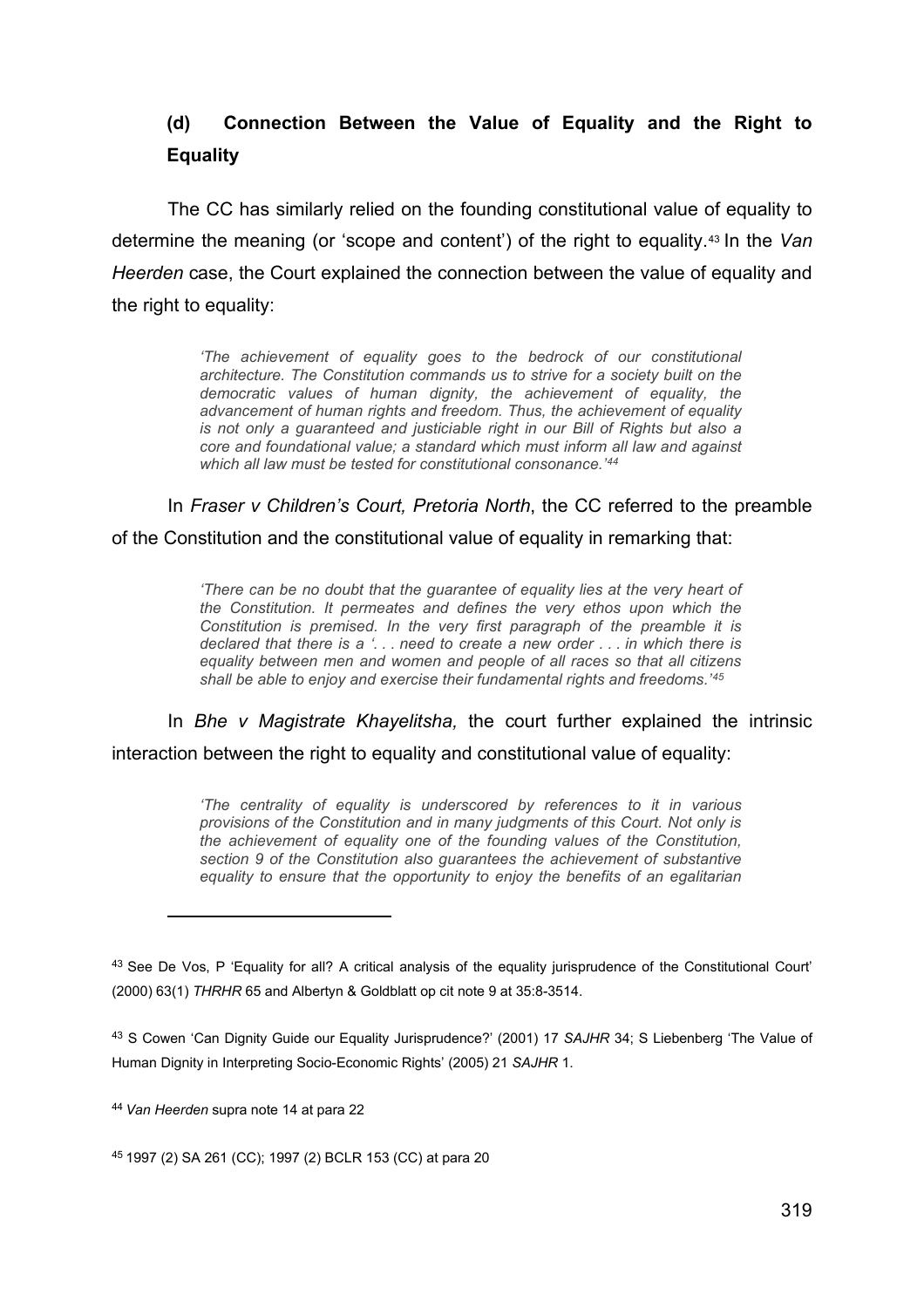### (d) Connection Between the Value of Equality and the Right to Equality

The CC has similarly relied on the founding constitutional value of equality to determine the meaning (or 'scope and content') of the right to equality.[43] In the *Van Heerden* case, the Court explained the connection between the value of equality and the right to equality:

> *'The achievement of equality goes to the bedrock of our constitutional architecture. The Constitution commands us to strive for a society built on the democratic values of human dignity, the achievement of equality, the advancement of human rights and freedom. Thus, the achievement of equality is not only a guaranteed and justiciable right in our Bill of Rights but also a core and foundational value; a standard which must inform all law and against which all law must be tested for constitutional consonance.'*[44]

In *Fraser v Children's Court, Pretoria North*, the CC referred to the preamble of the Constitution and the constitutional value of equality in remarking that:

> *'There can be no doubt that the guarantee of equality lies at the very heart of the Constitution. It permeates and defines the very ethos upon which the Constitution is premised. In the very first paragraph of the preamble it is declared that there is a '. . . need to create a new order . . . in which there is equality between men and women and people of all races so that all citizens shall be able to enjoy and exercise their fundamental rights and freedoms.'*[45]

In *Bhe v Magistrate Khayelitsha,* the court further explained the intrinsic interaction between the right to equality and constitutional value of equality:

> *'The centrality of equality is underscored by references to it in various provisions of the Constitution and in many judgments of this Court. Not only is the achievement of equality one of the founding values of the Constitution, section 9 of the Constitution also guarantees the achievement of substantive equality to ensure that the opportunity to enjoy the benefits of an egalitarian*

---

[43] See De Vos, P 'Equality for all? A critical analysis of the equality jurisprudence of the Constitutional Court' (2000) 63(1) *THRHR* 65 and Albertyn & Goldblatt op cit note 9 at 35:8-3514.

[43] S Cowen 'Can Dignity Guide our Equality Jurisprudence?' (2001) 17 *SAJHR* 34; S Liebenberg 'The Value of Human Dignity in Interpreting Socio-Economic Rights' (2005) 21 *SAJHR* 1.

[44] *Van Heerden* supra note 14 at para 22

[45] 1997 (2) SA 261 (CC); 1997 (2) BCLR 153 (CC) at para 20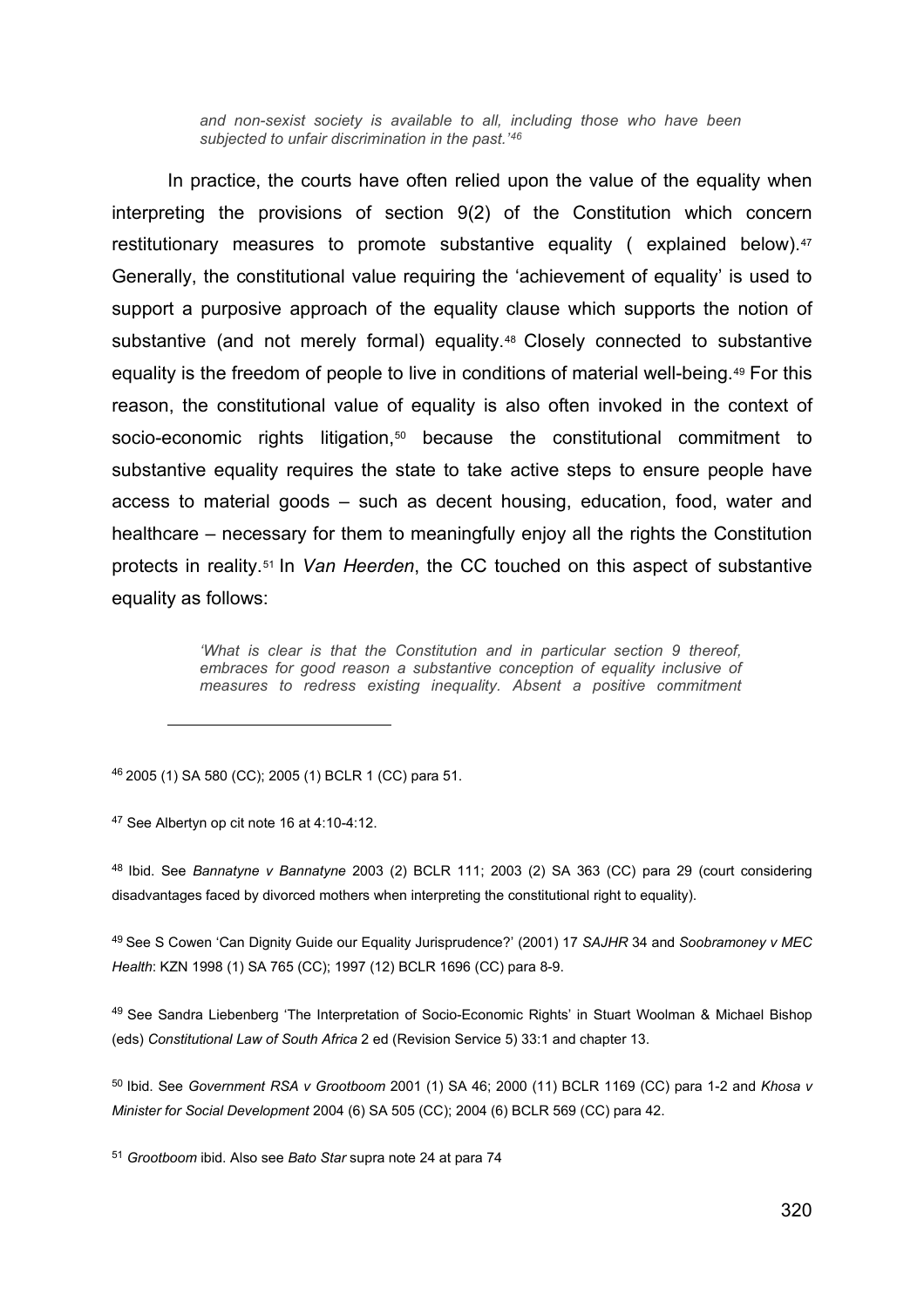> *and non-sexist society is available to all, including those who have been subjected to unfair discrimination in the past.'[46]*

In practice, the courts have often relied upon the value of the equality when interpreting the provisions of section 9(2) of the Constitution which concern restitutionary measures to promote substantive equality ( explained below).[47] Generally, the constitutional value requiring the 'achievement of equality' is used to support a purposive approach of the equality clause which supports the notion of substantive (and not merely formal) equality.[48] Closely connected to substantive equality is the freedom of people to live in conditions of material well-being.[49] For this reason, the constitutional value of equality is also often invoked in the context of socio-economic rights litigation,[50] because the constitutional commitment to substantive equality requires the state to take active steps to ensure people have access to material goods – such as decent housing, education, food, water and healthcare – necessary for them to meaningfully enjoy all the rights the Constitution protects in reality.[51] In *Van Heerden*, the CC touched on this aspect of substantive equality as follows:

> *'What is clear is that the Constitution and in particular section 9 thereof, embraces for good reason a substantive conception of equality inclusive of measures to redress existing inequality. Absent a positive commitment*

---

[46] 2005 (1) SA 580 (CC); 2005 (1) BCLR 1 (CC) para 51.

[47] See Albertyn op cit note 16 at 4:10-4:12.

[48] Ibid. See *Bannatyne v Bannatyne* 2003 (2) BCLR 111; 2003 (2) SA 363 (CC) para 29 (court considering disadvantages faced by divorced mothers when interpreting the constitutional right to equality).

[49] See S Cowen 'Can Dignity Guide our Equality Jurisprudence?' (2001) 17 *SAJHR* 34 and *Soobramoney v MEC Health*: KZN 1998 (1) SA 765 (CC); 1997 (12) BCLR 1696 (CC) para 8-9.

[49] See Sandra Liebenberg 'The Interpretation of Socio-Economic Rights' in Stuart Woolman & Michael Bishop (eds) *Constitutional Law of South Africa* 2 ed (Revision Service 5) 33:1 and chapter 13.

[50] Ibid. See *Government RSA v Grootboom* 2001 (1) SA 46; 2000 (11) BCLR 1169 (CC) para 1-2 and *Khosa v Minister for Social Development* 2004 (6) SA 505 (CC); 2004 (6) BCLR 569 (CC) para 42.

[51] *Grootboom* ibid. Also see *Bato Star* supra note 24 at para 74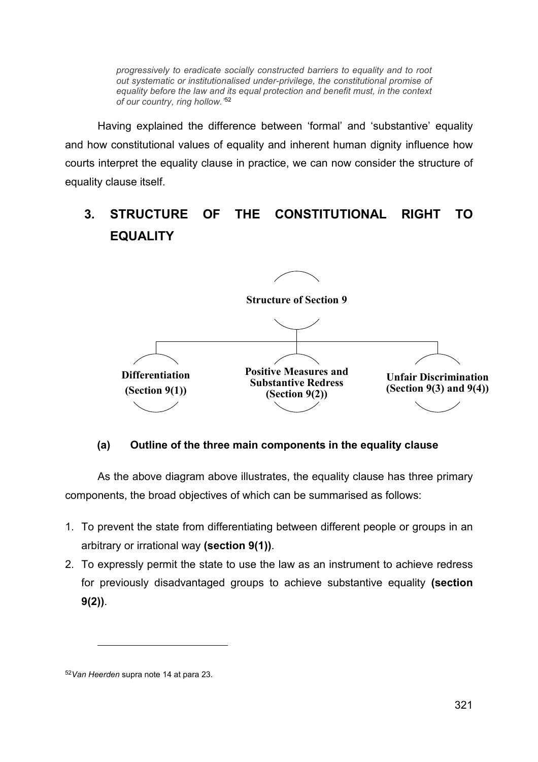> *progressively to eradicate socially constructed barriers to equality and to root out systematic or institutionalised under-privilege, the constitutional promise of equality before the law and its equal protection and benefit must, in the context of our country, ring hollow.'*[52]

Having explained the difference between 'formal' and 'substantive' equality and how constitutional values of equality and inherent human dignity influence how courts interpret the equality clause in practice, we can now consider the structure of equality clause itself.

## 3. STRUCTURE OF THE CONSTITUTIONAL RIGHT TO EQUALITY

**Structure of Section 9**

- **Differentiation (Section 9(1))**
- **Positive Measures and Substantive Redress (Section 9(2))**
- **Unfair Discrimination (Section 9(3) and 9(4))**

### (a) Outline of the three main components in the equality clause

As the above diagram above illustrates, the equality clause has three primary components, the broad objectives of which can be summarised as follows:

1. To prevent the state from differentiating between different people or groups in an arbitrary or irrational way **(section 9(1))**.
2. To expressly permit the state to use the law as an instrument to achieve redress for previously disadvantaged groups to achieve substantive equality **(section 9(2))**.

---

[52] *Van Heerden* supra note 14 at para 23.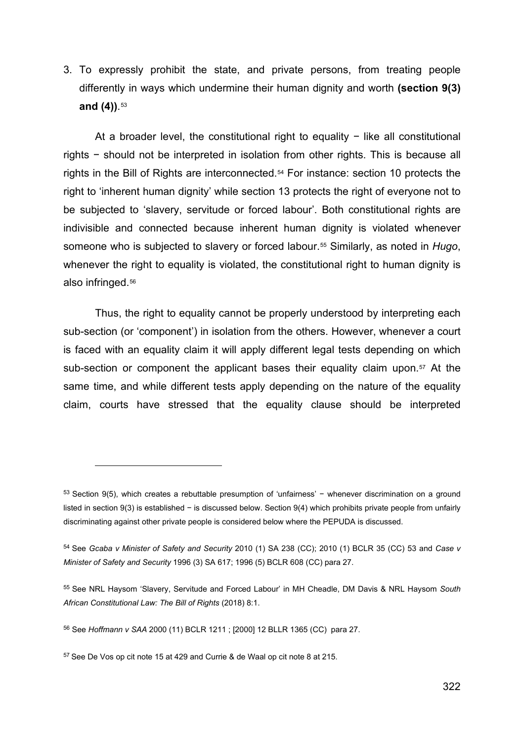3. To expressly prohibit the state, and private persons, from treating people differently in ways which undermine their human dignity and worth **(section 9(3) and (4))**.[53]

At a broader level, the constitutional right to equality − like all constitutional rights − should not be interpreted in isolation from other rights. This is because all rights in the Bill of Rights are interconnected.[54] For instance: section 10 protects the right to 'inherent human dignity' while section 13 protects the right of everyone not to be subjected to 'slavery, servitude or forced labour'. Both constitutional rights are indivisible and connected because inherent human dignity is violated whenever someone who is subjected to slavery or forced labour.[55] Similarly, as noted in *Hugo*, whenever the right to equality is violated, the constitutional right to human dignity is also infringed.[56]

Thus, the right to equality cannot be properly understood by interpreting each sub-section (or 'component') in isolation from the others. However, whenever a court is faced with an equality claim it will apply different legal tests depending on which sub-section or component the applicant bases their equality claim upon.[57] At the same time, and while different tests apply depending on the nature of the equality claim, courts have stressed that the equality clause should be interpreted

---

[53] Section 9(5), which creates a rebuttable presumption of 'unfairness' − whenever discrimination on a ground listed in section 9(3) is established − is discussed below. Section 9(4) which prohibits private people from unfairly discriminating against other private people is considered below where the PEPUDA is discussed.

[54] See *Gcaba v Minister of Safety and Security* 2010 (1) SA 238 (CC); 2010 (1) BCLR 35 (CC) 53 and *Case v Minister of Safety and Security* 1996 (3) SA 617; 1996 (5) BCLR 608 (CC) para 27.

[55] See NRL Haysom 'Slavery, Servitude and Forced Labour' in MH Cheadle, DM Davis & NRL Haysom *South African Constitutional Law: The Bill of Rights* (2018) 8:1.

[56] See *Hoffmann v SAA* 2000 (11) BCLR 1211 ; [2000] 12 BLLR 1365 (CC) para 27.

[57] See De Vos op cit note 15 at 429 and Currie & de Waal op cit note 8 at 215.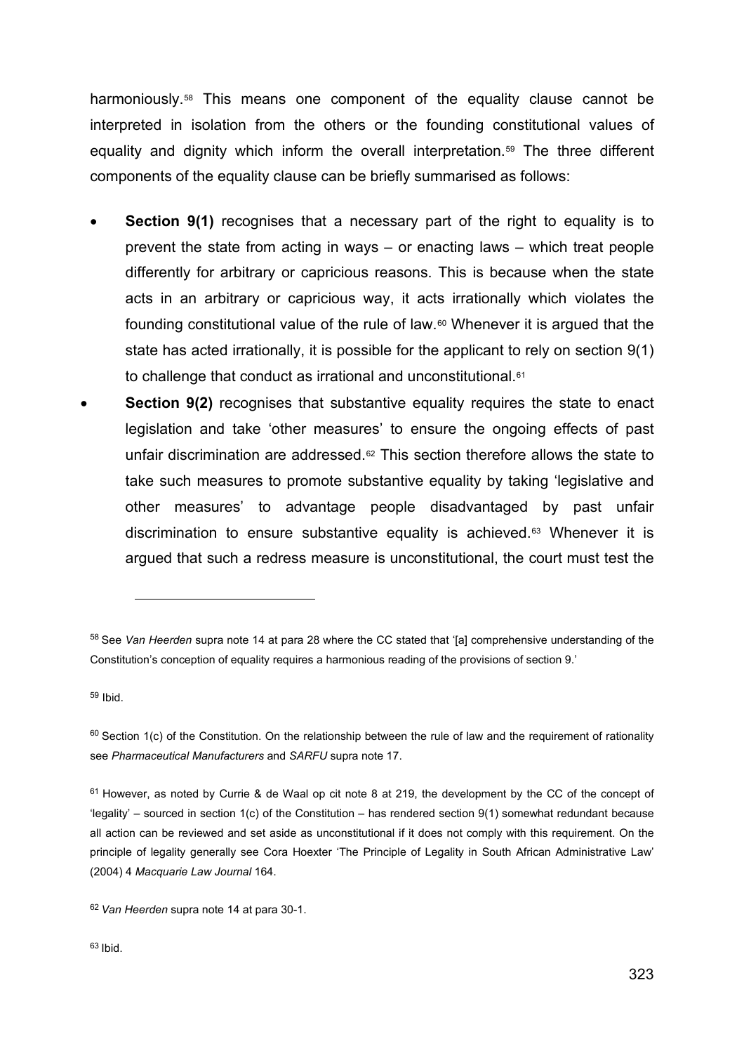harmoniously.[58] This means one component of the equality clause cannot be interpreted in isolation from the others or the founding constitutional values of equality and dignity which inform the overall interpretation.[59] The three different components of the equality clause can be briefly summarised as follows:

- **Section 9(1)** recognises that a necessary part of the right to equality is to prevent the state from acting in ways – or enacting laws – which treat people differently for arbitrary or capricious reasons. This is because when the state acts in an arbitrary or capricious way, it acts irrationally which violates the founding constitutional value of the rule of law.[60] Whenever it is argued that the state has acted irrationally, it is possible for the applicant to rely on section 9(1) to challenge that conduct as irrational and unconstitutional.[61]
- **Section 9(2)** recognises that substantive equality requires the state to enact legislation and take 'other measures' to ensure the ongoing effects of past unfair discrimination are addressed.[62] This section therefore allows the state to take such measures to promote substantive equality by taking 'legislative and other measures' to advantage people disadvantaged by past unfair discrimination to ensure substantive equality is achieved.[63] Whenever it is argued that such a redress measure is unconstitutional, the court must test the

---

[58] See *Van Heerden* supra note 14 at para 28 where the CC stated that '[a] comprehensive understanding of the Constitution's conception of equality requires a harmonious reading of the provisions of section 9.'

[59] Ibid.

[60] Section 1(c) of the Constitution. On the relationship between the rule of law and the requirement of rationality see *Pharmaceutical Manufacturers* and *SARFU* supra note 17.

[61] However, as noted by Currie & de Waal op cit note 8 at 219, the development by the CC of the concept of 'legality' – sourced in section 1(c) of the Constitution – has rendered section 9(1) somewhat redundant because all action can be reviewed and set aside as unconstitutional if it does not comply with this requirement. On the principle of legality generally see Cora Hoexter 'The Principle of Legality in South African Administrative Law' (2004) 4 *Macquarie Law Journal* 164.

[62] *Van Heerden* supra note 14 at para 30-1.

[63] Ibid.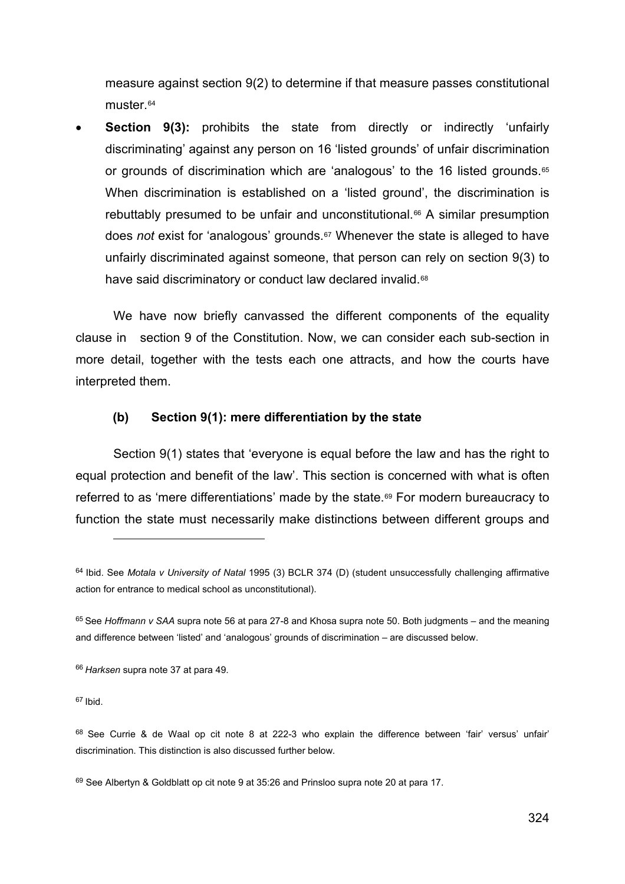measure against section 9(2) to determine if that measure passes constitutional muster.[64]

- **Section 9(3):** prohibits the state from directly or indirectly 'unfairly discriminating' against any person on 16 'listed grounds' of unfair discrimination or grounds of discrimination which are 'analogous' to the 16 listed grounds.[65] When discrimination is established on a 'listed ground', the discrimination is rebuttably presumed to be unfair and unconstitutional.[66] A similar presumption does *not* exist for 'analogous' grounds.[67] Whenever the state is alleged to have unfairly discriminated against someone, that person can rely on section 9(3) to have said discriminatory or conduct law declared invalid.[68]

We have now briefly canvassed the different components of the equality clause in section 9 of the Constitution. Now, we can consider each sub-section in more detail, together with the tests each one attracts, and how the courts have interpreted them.

### (b) Section 9(1): mere differentiation by the state

Section 9(1) states that 'everyone is equal before the law and has the right to equal protection and benefit of the law'. This section is concerned with what is often referred to as 'mere differentiations' made by the state.[69] For modern bureaucracy to function the state must necessarily make distinctions between different groups and

---

[64] Ibid. See *Motala v University of Natal* 1995 (3) BCLR 374 (D) (student unsuccessfully challenging affirmative action for entrance to medical school as unconstitutional).

[65] See *Hoffmann v SAA* supra note 56 at para 27-8 and Khosa supra note 50. Both judgments – and the meaning and difference between 'listed' and 'analogous' grounds of discrimination – are discussed below.

[66] *Harksen* supra note 37 at para 49.

[67] Ibid.

[68] See Currie & de Waal op cit note 8 at 222-3 who explain the difference between 'fair' versus' unfair' discrimination. This distinction is also discussed further below.

[69] See Albertyn & Goldblatt op cit note 9 at 35:26 and Prinsloo supra note 20 at para 17.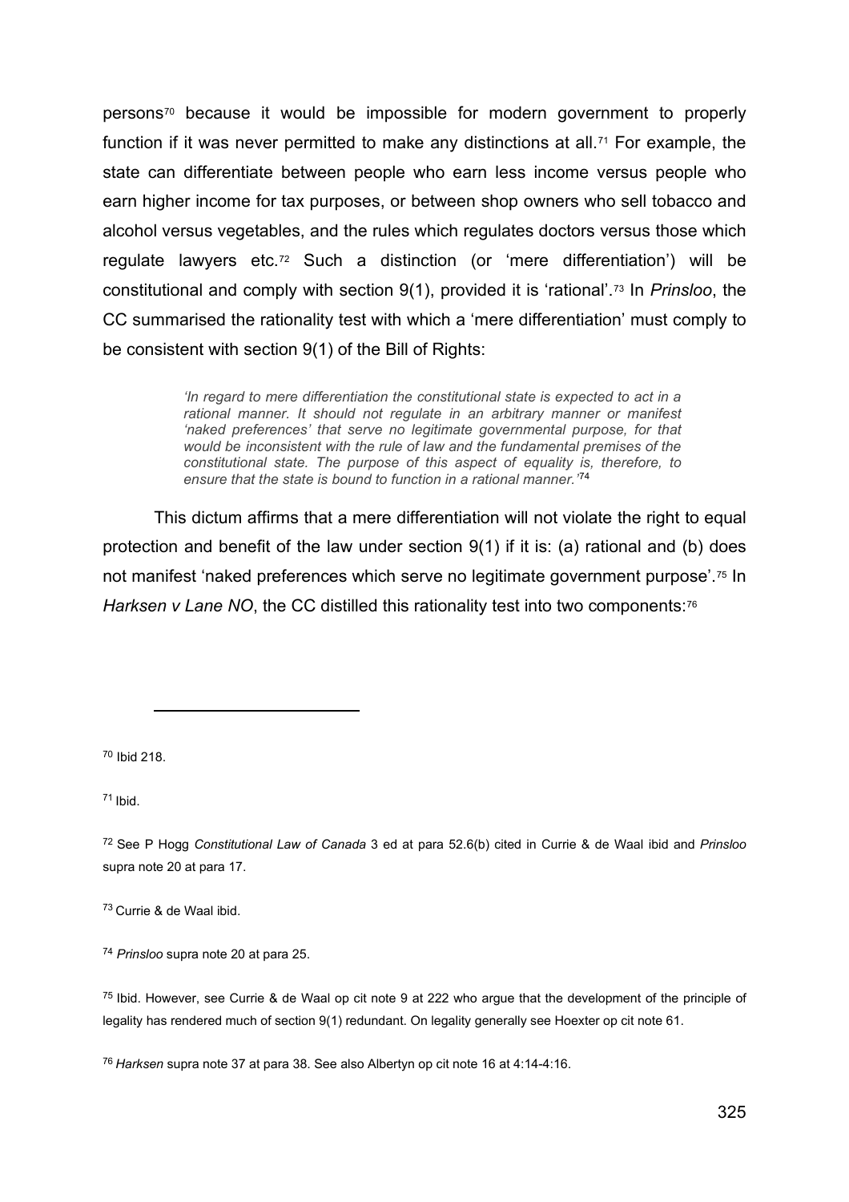persons[70] because it would be impossible for modern government to properly function if it was never permitted to make any distinctions at all.[71] For example, the state can differentiate between people who earn less income versus people who earn higher income for tax purposes, or between shop owners who sell tobacco and alcohol versus vegetables, and the rules which regulates doctors versus those which regulate lawyers etc.[72] Such a distinction (or 'mere differentiation') will be constitutional and comply with section 9(1), provided it is 'rational'.[73] In *Prinsloo*, the CC summarised the rationality test with which a 'mere differentiation' must comply to be consistent with section 9(1) of the Bill of Rights:

> *'In regard to mere differentiation the constitutional state is expected to act in a rational manner. It should not regulate in an arbitrary manner or manifest 'naked preferences' that serve no legitimate governmental purpose, for that would be inconsistent with the rule of law and the fundamental premises of the constitutional state. The purpose of this aspect of equality is, therefore, to ensure that the state is bound to function in a rational manner.'*[74]

This dictum affirms that a mere differentiation will not violate the right to equal protection and benefit of the law under section 9(1) if it is: (a) rational and (b) does not manifest 'naked preferences which serve no legitimate government purpose'.[75] In *Harksen v Lane NO*, the CC distilled this rationality test into two components:[76]

---

[70] Ibid 218.

[71] Ibid.

[72] See P Hogg *Constitutional Law of Canada* 3 ed at para 52.6(b) cited in Currie & de Waal ibid and *Prinsloo* supra note 20 at para 17.

[73] Currie & de Waal ibid.

[74] *Prinsloo* supra note 20 at para 25.

[75] Ibid. However, see Currie & de Waal op cit note 9 at 222 who argue that the development of the principle of legality has rendered much of section 9(1) redundant. On legality generally see Hoexter op cit note 61.

[76] *Harksen* supra note 37 at para 38. See also Albertyn op cit note 16 at 4:14-4:16.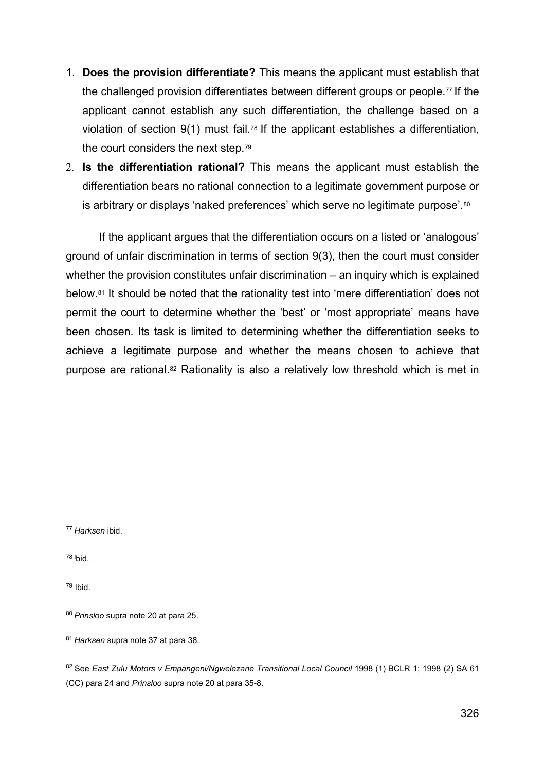1. **Does the provision differentiate?** This means the applicant must establish that the challenged provision differentiates between different groups or people.[77] If the applicant cannot establish any such differentiation, the challenge based on a violation of section 9(1) must fail.[78] If the applicant establishes a differentiation, the court considers the next step.[79]
2. **Is the differentiation rational?** This means the applicant must establish the differentiation bears no rational connection to a legitimate government purpose or is arbitrary or displays 'naked preferences' which serve no legitimate purpose'.[80]

If the applicant argues that the differentiation occurs on a listed or 'analogous' ground of unfair discrimination in terms of section 9(3), then the court must consider whether the provision constitutes unfair discrimination – an inquiry which is explained below.[81] It should be noted that the rationality test into 'mere differentiation' does not permit the court to determine whether the 'best' or 'most appropriate' means have been chosen. Its task is limited to determining whether the differentiation seeks to achieve a legitimate purpose and whether the means chosen to achieve that purpose are rational.[82] Rationality is also a relatively low threshold which is met in

---

[77] *Harksen* ibid.

[78] Ibid.

[79] Ibid.

[80] *Prinsloo* supra note 20 at para 25.

[81] *Harksen* supra note 37 at para 38.

[82] See *East Zulu Motors v Empangeni/Ngwelezane Transitional Local Council* 1998 (1) BCLR 1; 1998 (2) SA 61 (CC) para 24 and *Prinsloo* supra note 20 at para 35-8.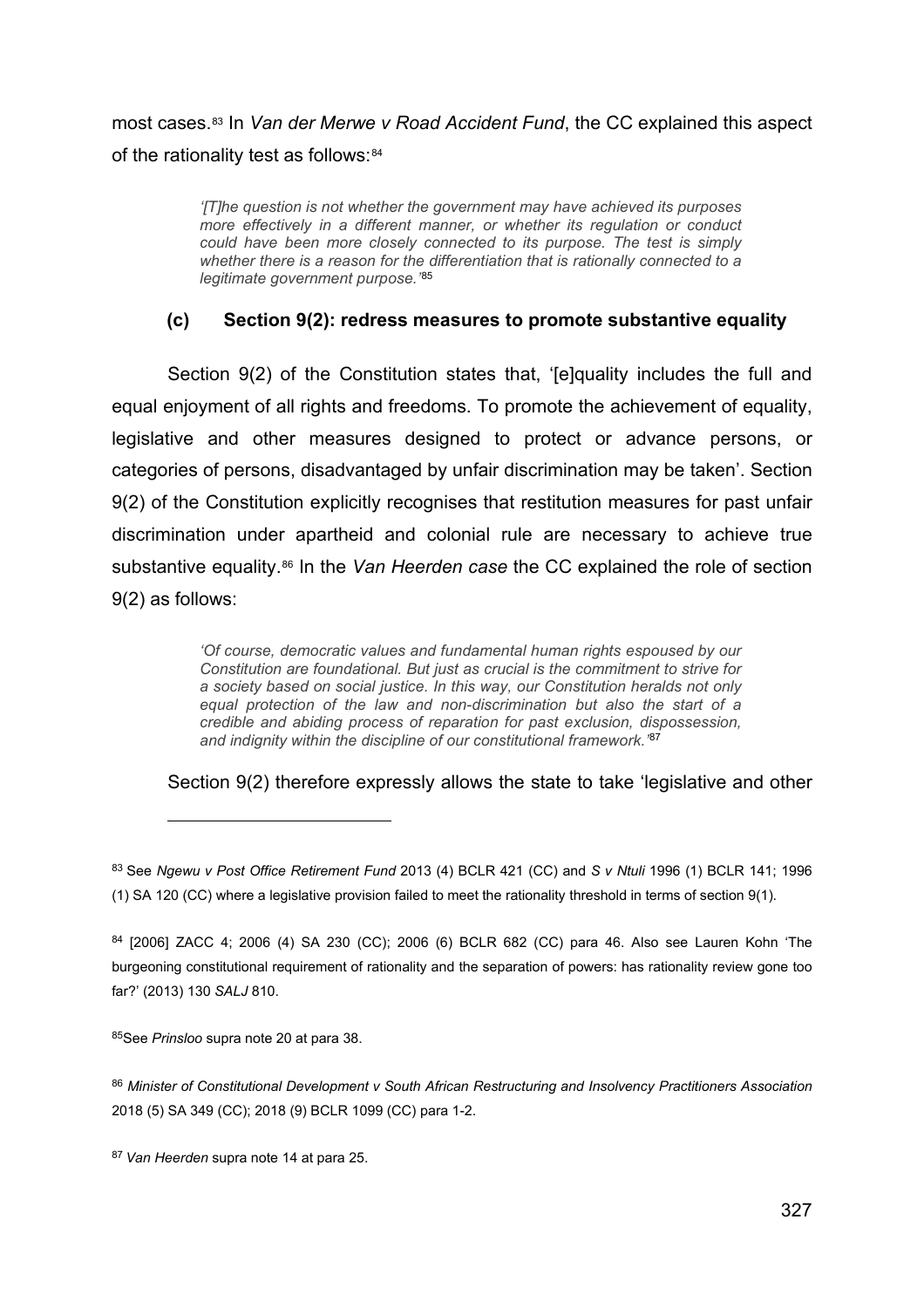most cases.[83] In *Van der Merwe v Road Accident Fund*, the CC explained this aspect of the rationality test as follows:[84]

> *'[T]he question is not whether the government may have achieved its purposes more effectively in a different manner, or whether its regulation or conduct could have been more closely connected to its purpose. The test is simply whether there is a reason for the differentiation that is rationally connected to a legitimate government purpose.'*[85]

### (c) Section 9(2): redress measures to promote substantive equality

Section 9(2) of the Constitution states that, '[e]quality includes the full and equal enjoyment of all rights and freedoms. To promote the achievement of equality, legislative and other measures designed to protect or advance persons, or categories of persons, disadvantaged by unfair discrimination may be taken'. Section 9(2) of the Constitution explicitly recognises that restitution measures for past unfair discrimination under apartheid and colonial rule are necessary to achieve true substantive equality.[86] In the *Van Heerden case* the CC explained the role of section 9(2) as follows:

> *'Of course, democratic values and fundamental human rights espoused by our Constitution are foundational. But just as crucial is the commitment to strive for a society based on social justice. In this way, our Constitution heralds not only equal protection of the law and non-discrimination but also the start of a credible and abiding process of reparation for past exclusion, dispossession, and indignity within the discipline of our constitutional framework.'*[87]

Section 9(2) therefore expressly allows the state to take 'legislative and other

---

[83] See *Ngewu v Post Office Retirement Fund* 2013 (4) BCLR 421 (CC) and *S v Ntuli* 1996 (1) BCLR 141; 1996 (1) SA 120 (CC) where a legislative provision failed to meet the rationality threshold in terms of section 9(1).

[84] [2006] ZACC 4; 2006 (4) SA 230 (CC); 2006 (6) BCLR 682 (CC) para 46. Also see Lauren Kohn 'The burgeoning constitutional requirement of rationality and the separation of powers: has rationality review gone too far?' (2013) 130 *SALJ* 810.

[85] See *Prinsloo* supra note 20 at para 38.

[86] *Minister of Constitutional Development v South African Restructuring and Insolvency Practitioners Association* 2018 (5) SA 349 (CC); 2018 (9) BCLR 1099 (CC) para 1-2.

[87] *Van Heerden* supra note 14 at para 25.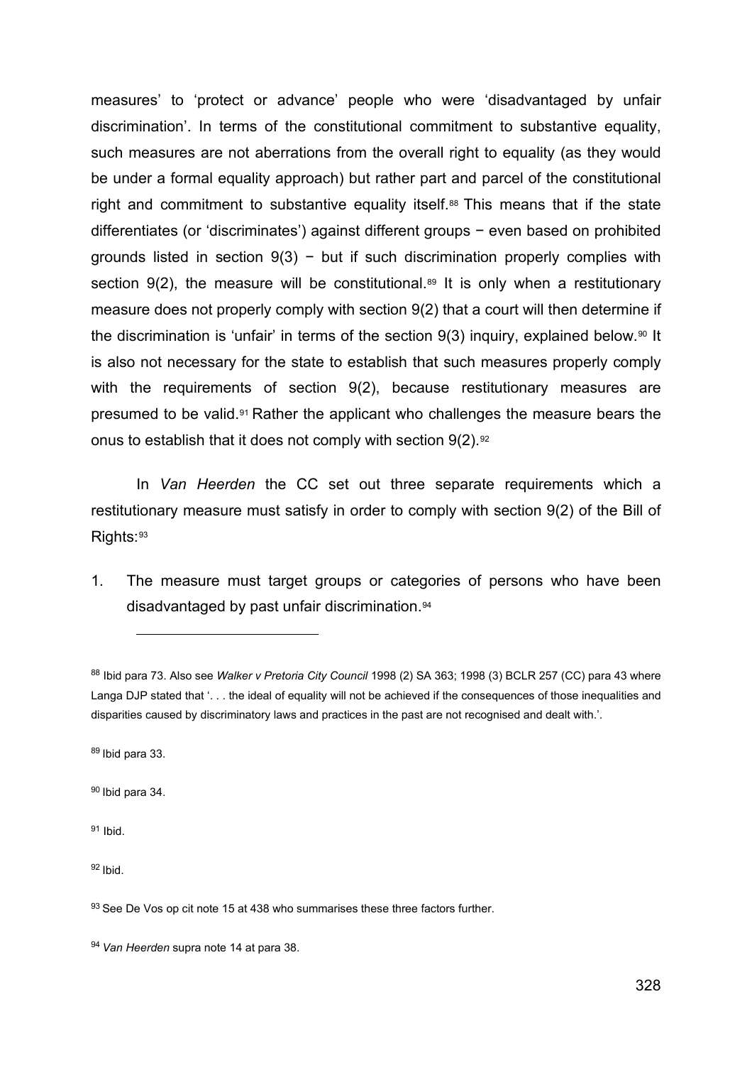measures' to 'protect or advance' people who were 'disadvantaged by unfair discrimination'. In terms of the constitutional commitment to substantive equality, such measures are not aberrations from the overall right to equality (as they would be under a formal equality approach) but rather part and parcel of the constitutional right and commitment to substantive equality itself.[88] This means that if the state differentiates (or 'discriminates') against different groups − even based on prohibited grounds listed in section 9(3) − but if such discrimination properly complies with section 9(2), the measure will be constitutional.[89] It is only when a restitutionary measure does not properly comply with section 9(2) that a court will then determine if the discrimination is 'unfair' in terms of the section 9(3) inquiry, explained below.[90] It is also not necessary for the state to establish that such measures properly comply with the requirements of section 9(2), because restitutionary measures are presumed to be valid.[91] Rather the applicant who challenges the measure bears the onus to establish that it does not comply with section 9(2).[92]

In *Van Heerden* the CC set out three separate requirements which a restitutionary measure must satisfy in order to comply with section 9(2) of the Bill of Rights:[93]

1. The measure must target groups or categories of persons who have been disadvantaged by past unfair discrimination.[94]

---

[88] Ibid para 73. Also see *Walker v Pretoria City Council* 1998 (2) SA 363; 1998 (3) BCLR 257 (CC) para 43 where Langa DJP stated that '. . . the ideal of equality will not be achieved if the consequences of those inequalities and disparities caused by discriminatory laws and practices in the past are not recognised and dealt with.'.

[89] Ibid para 33.

[90] Ibid para 34.

[91] Ibid.

[92] Ibid.

[93] See De Vos op cit note 15 at 438 who summarises these three factors further.

[94] *Van Heerden* supra note 14 at para 38.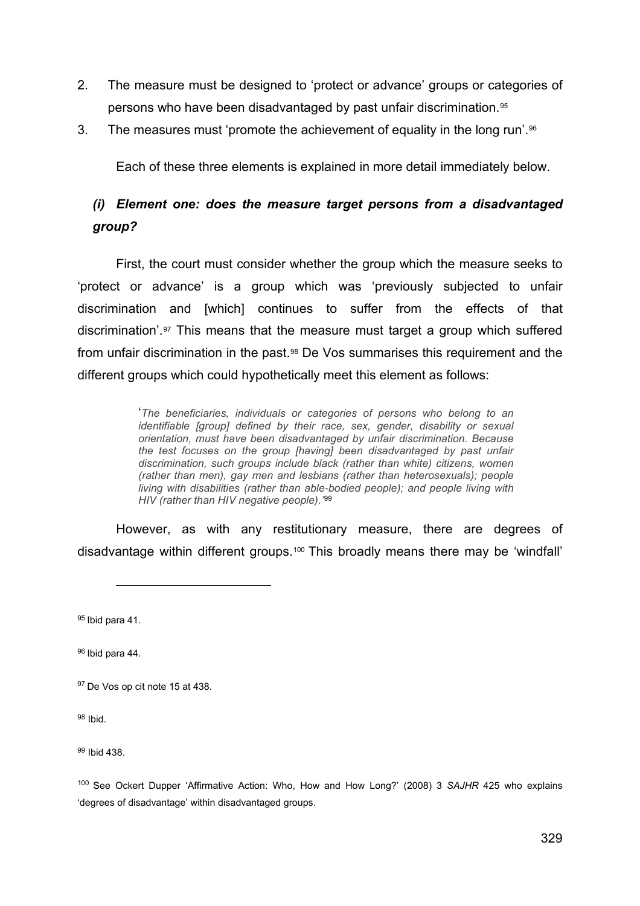2. The measure must be designed to 'protect or advance' groups or categories of persons who have been disadvantaged by past unfair discrimination.[95]
3. The measures must 'promote the achievement of equality in the long run'.[96]

Each of these three elements is explained in more detail immediately below.

### *(i) Element one: does the measure target persons from a disadvantaged group?*

First, the court must consider whether the group which the measure seeks to 'protect or advance' is a group which was 'previously subjected to unfair discrimination and [which] continues to suffer from the effects of that discrimination'.[97] This means that the measure must target a group which suffered from unfair discrimination in the past.[98] De Vos summarises this requirement and the different groups which could hypothetically meet this element as follows:

> '*The beneficiaries, individuals or categories of persons who belong to an identifiable [group] defined by their race, sex, gender, disability or sexual orientation, must have been disadvantaged by unfair discrimination. Because the test focuses on the group [having] been disadvantaged by past unfair discrimination, such groups include black (rather than white) citizens, women (rather than men), gay men and lesbians (rather than heterosexuals); people living with disabilities (rather than able-bodied people); and people living with HIV (rather than HIV negative people).*'[99]

However, as with any restitutionary measure, there are degrees of disadvantage within different groups.[100] This broadly means there may be 'windfall'

---

[95] Ibid para 41.

[96] Ibid para 44.

[97] De Vos op cit note 15 at 438.

[98] Ibid.

[99] Ibid 438.

[100] See Ockert Dupper 'Affirmative Action: Who, How and How Long?' (2008) 3 *SAJHR* 425 who explains 'degrees of disadvantage' within disadvantaged groups.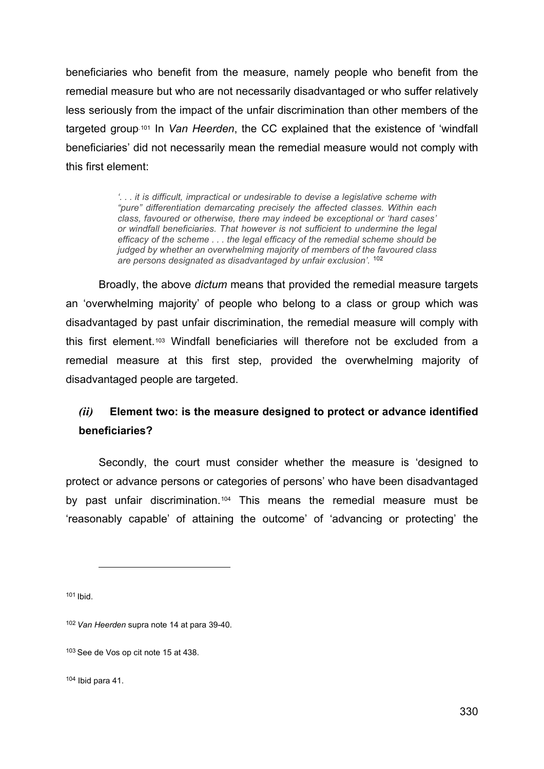beneficiaries who benefit from the measure, namely people who benefit from the remedial measure but who are not necessarily disadvantaged or who suffer relatively less seriously from the impact of the unfair discrimination than other members of the targeted group.[101] In *Van Heerden*, the CC explained that the existence of 'windfall beneficiaries' did not necessarily mean the remedial measure would not comply with this first element:

> *'. . . it is difficult, impractical or undesirable to devise a legislative scheme with "pure" differentiation demarcating precisely the affected classes. Within each class, favoured or otherwise, there may indeed be exceptional or 'hard cases' or windfall beneficiaries. That however is not sufficient to undermine the legal efficacy of the scheme . . . the legal efficacy of the remedial scheme should be judged by whether an overwhelming majority of members of the favoured class are persons designated as disadvantaged by unfair exclusion'.* [102]

Broadly, the above *dictum* means that provided the remedial measure targets an 'overwhelming majority' of people who belong to a class or group which was disadvantaged by past unfair discrimination, the remedial measure will comply with this first element.[103] Windfall beneficiaries will therefore not be excluded from a remedial measure at this first step, provided the overwhelming majority of disadvantaged people are targeted.

### *(ii)* Element two: is the measure designed to protect or advance identified beneficiaries?

Secondly, the court must consider whether the measure is 'designed to protect or advance persons or categories of persons' who have been disadvantaged by past unfair discrimination.[104] This means the remedial measure must be 'reasonably capable' of attaining the outcome' of 'advancing or protecting' the

---

[101] Ibid.

[102] *Van Heerden* supra note 14 at para 39-40.

[103] See de Vos op cit note 15 at 438.

[104] Ibid para 41.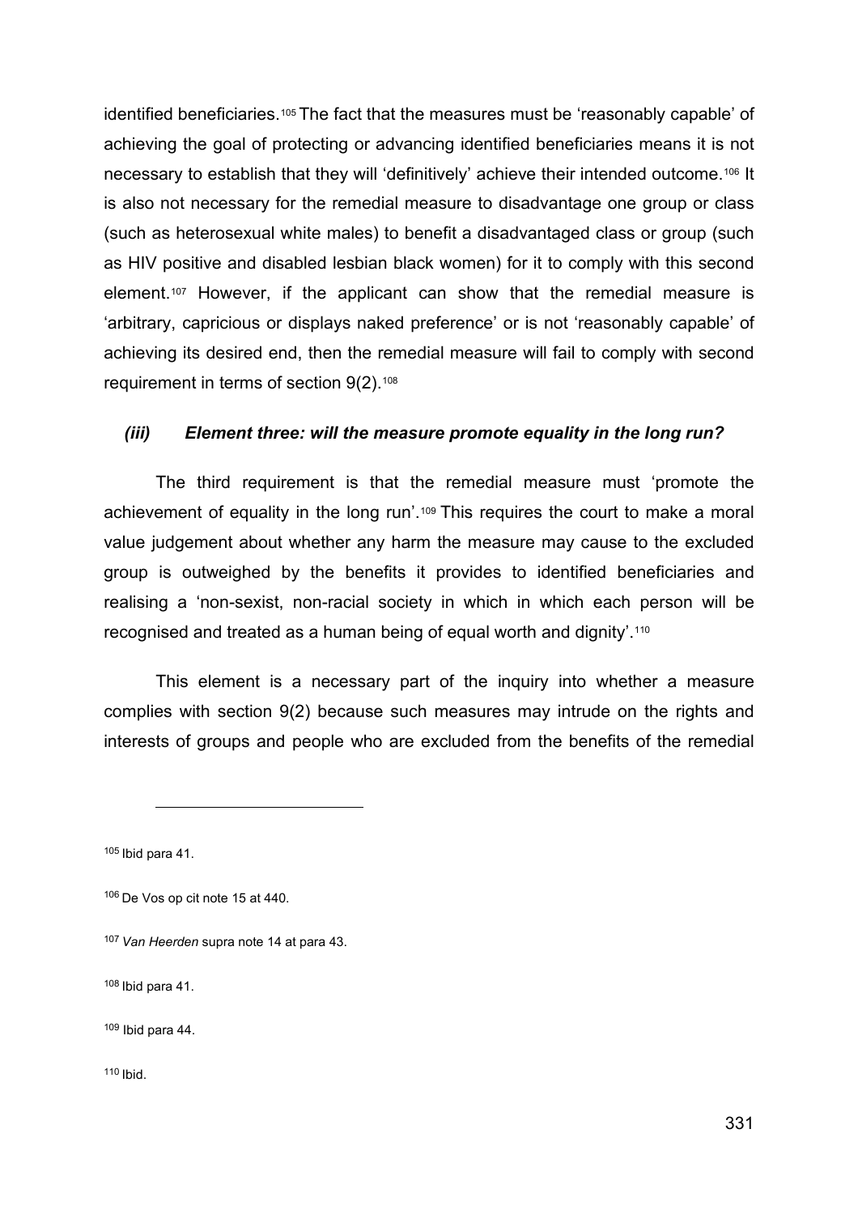identified beneficiaries.[105] The fact that the measures must be 'reasonably capable' of achieving the goal of protecting or advancing identified beneficiaries means it is not necessary to establish that they will 'definitively' achieve their intended outcome.[106] It is also not necessary for the remedial measure to disadvantage one group or class (such as heterosexual white males) to benefit a disadvantaged class or group (such as HIV positive and disabled lesbian black women) for it to comply with this second element.[107] However, if the applicant can show that the remedial measure is 'arbitrary, capricious or displays naked preference' or is not 'reasonably capable' of achieving its desired end, then the remedial measure will fail to comply with second requirement in terms of section 9(2).[108]

### *(iii) Element three: will the measure promote equality in the long run?*

The third requirement is that the remedial measure must 'promote the achievement of equality in the long run'.[109] This requires the court to make a moral value judgement about whether any harm the measure may cause to the excluded group is outweighed by the benefits it provides to identified beneficiaries and realising a 'non-sexist, non-racial society in which in which each person will be recognised and treated as a human being of equal worth and dignity'.[110]

This element is a necessary part of the inquiry into whether a measure complies with section 9(2) because such measures may intrude on the rights and interests of groups and people who are excluded from the benefits of the remedial

---

[105] Ibid para 41.

[106] De Vos op cit note 15 at 440.

[107] *Van Heerden* supra note 14 at para 43.

[108] Ibid para 41.

[109] Ibid para 44.

[110] Ibid.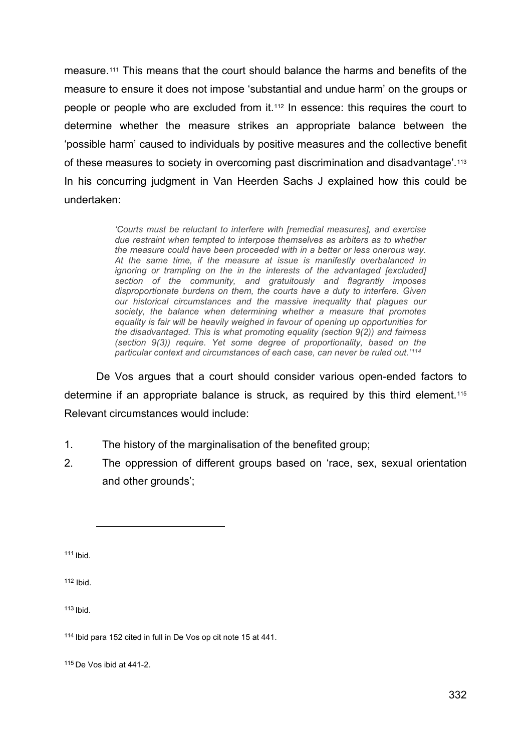measure.[111] This means that the court should balance the harms and benefits of the measure to ensure it does not impose 'substantial and undue harm' on the groups or people or people who are excluded from it.[112] In essence: this requires the court to determine whether the measure strikes an appropriate balance between the 'possible harm' caused to individuals by positive measures and the collective benefit of these measures to society in overcoming past discrimination and disadvantage'.[113] In his concurring judgment in Van Heerden Sachs J explained how this could be undertaken:

> *'Courts must be reluctant to interfere with [remedial measures], and exercise due restraint when tempted to interpose themselves as arbiters as to whether the measure could have been proceeded with in a better or less onerous way. At the same time, if the measure at issue is manifestly overbalanced in ignoring or trampling on the in the interests of the advantaged [excluded] section of the community, and gratuitously and flagrantly imposes disproportionate burdens on them, the courts have a duty to interfere. Given our historical circumstances and the massive inequality that plagues our society, the balance when determining whether a measure that promotes equality is fair will be heavily weighed in favour of opening up opportunities for the disadvantaged. This is what promoting equality (section 9(2)) and fairness (section 9(3)) require. Yet some degree of proportionality, based on the particular context and circumstances of each case, can never be ruled out.'[114]*

De Vos argues that a court should consider various open-ended factors to determine if an appropriate balance is struck, as required by this third element.[115] Relevant circumstances would include:

1. The history of the marginalisation of the benefited group;
2. The oppression of different groups based on 'race, sex, sexual orientation and other grounds';

---

[111] Ibid.

[112] Ibid.

[113] Ibid.

[114] Ibid para 152 cited in full in De Vos op cit note 15 at 441.

[115] De Vos ibid at 441-2.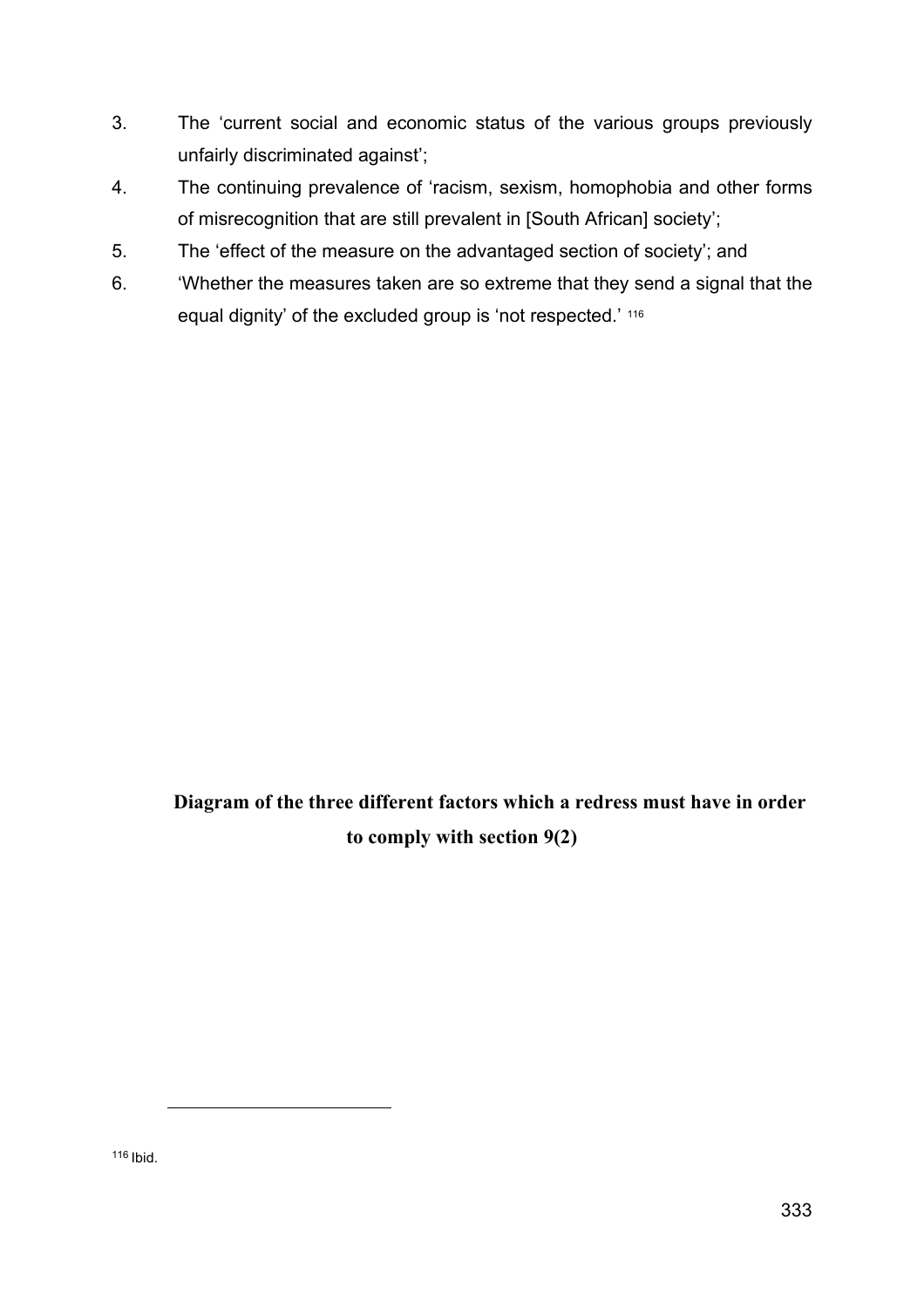3. The 'current social and economic status of the various groups previously unfairly discriminated against';
4. The continuing prevalence of 'racism, sexism, homophobia and other forms of misrecognition that are still prevalent in [South African] society';
5. The 'effect of the measure on the advantaged section of society'; and
6. 'Whether the measures taken are so extreme that they send a signal that the equal dignity' of the excluded group is 'not respected.' [116]

**Diagram of the three different factors which a redress must have in order to comply with section 9(2)**

[116] Ibid.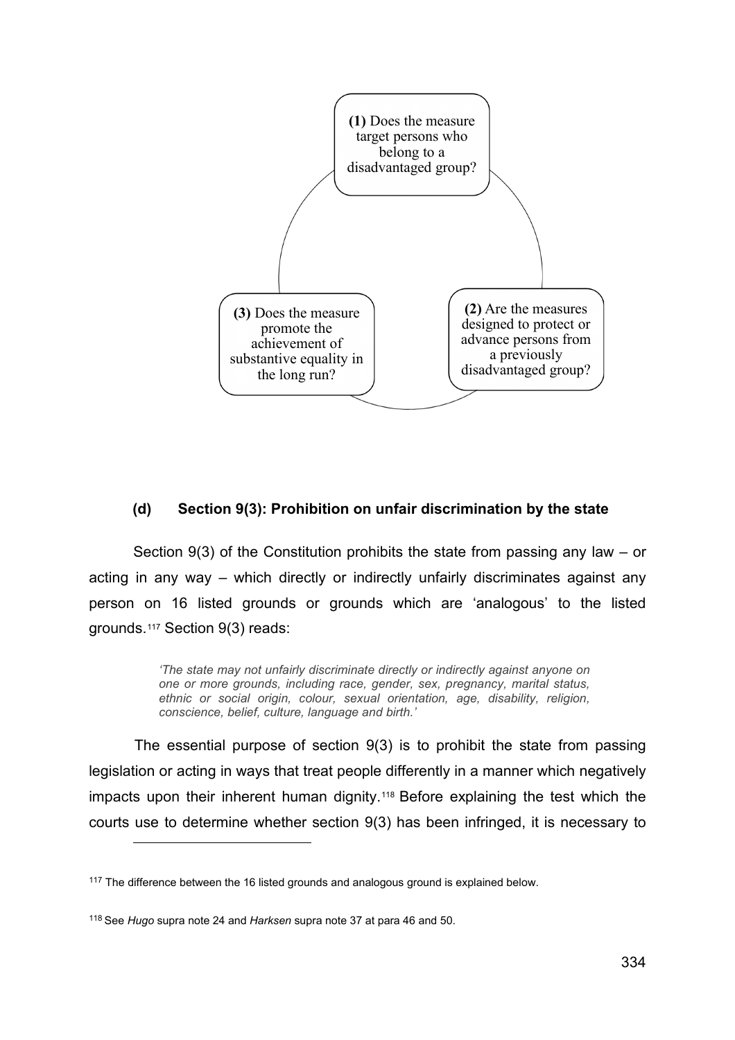**(1)** Does the measure target persons who belong to a disadvantaged group?

**(2)** Are the measures designed to protect or advance persons from a previously disadvantaged group?

**(3)** Does the measure promote the achievement of substantive equality in the long run?

### (d) Section 9(3): Prohibition on unfair discrimination by the state

Section 9(3) of the Constitution prohibits the state from passing any law – or acting in any way – which directly or indirectly unfairly discriminates against any person on 16 listed grounds or grounds which are 'analogous' to the listed grounds.[117] Section 9(3) reads:

> *'The state may not unfairly discriminate directly or indirectly against anyone on one or more grounds, including race, gender, sex, pregnancy, marital status, ethnic or social origin, colour, sexual orientation, age, disability, religion, conscience, belief, culture, language and birth.'*

The essential purpose of section 9(3) is to prohibit the state from passing legislation or acting in ways that treat people differently in a manner which negatively impacts upon their inherent human dignity.[118] Before explaining the test which the courts use to determine whether section 9(3) has been infringed, it is necessary to

---

[117] The difference between the 16 listed grounds and analogous ground is explained below.

[118] See *Hugo* supra note 24 and *Harksen* supra note 37 at para 46 and 50.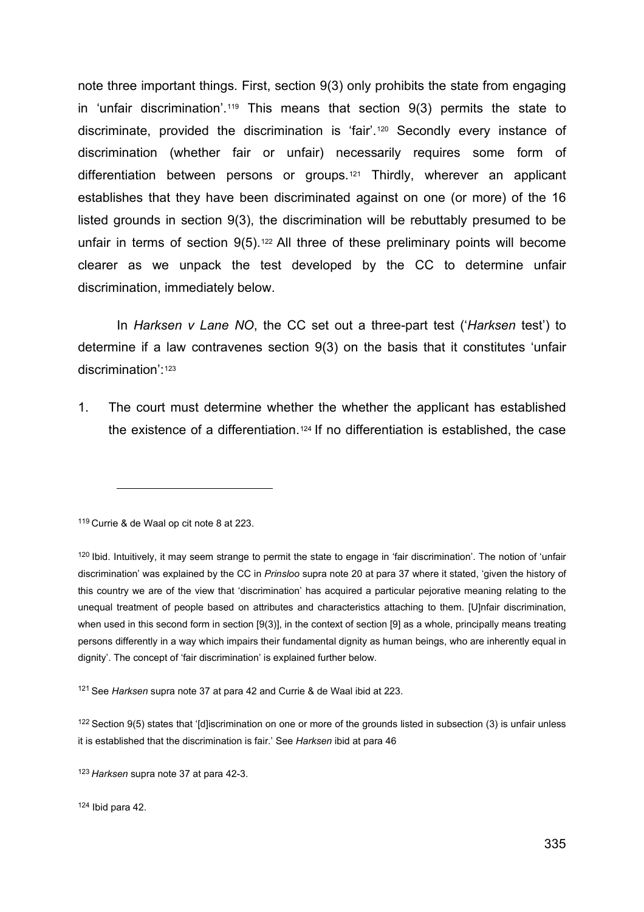note three important things. First, section 9(3) only prohibits the state from engaging in 'unfair discrimination'.[119] This means that section 9(3) permits the state to discriminate, provided the discrimination is 'fair'.[120] Secondly every instance of discrimination (whether fair or unfair) necessarily requires some form of differentiation between persons or groups.[121] Thirdly, wherever an applicant establishes that they have been discriminated against on one (or more) of the 16 listed grounds in section 9(3), the discrimination will be rebuttably presumed to be unfair in terms of section 9(5).[122] All three of these preliminary points will become clearer as we unpack the test developed by the CC to determine unfair discrimination, immediately below.

In *Harksen v Lane NO*, the CC set out a three-part test ('*Harksen* test') to determine if a law contravenes section 9(3) on the basis that it constitutes 'unfair discrimination':[123]

1. The court must determine whether the whether the applicant has established the existence of a differentiation.[124] If no differentiation is established, the case

---

[119] Currie & de Waal op cit note 8 at 223.

[120] Ibid. Intuitively, it may seem strange to permit the state to engage in 'fair discrimination'. The notion of 'unfair discrimination' was explained by the CC in *Prinsloo* supra note 20 at para 37 where it stated, 'given the history of this country we are of the view that 'discrimination' has acquired a particular pejorative meaning relating to the unequal treatment of people based on attributes and characteristics attaching to them. [U]nfair discrimination, when used in this second form in section [9(3)], in the context of section [9] as a whole, principally means treating persons differently in a way which impairs their fundamental dignity as human beings, who are inherently equal in dignity'. The concept of 'fair discrimination' is explained further below.

[121] See *Harksen* supra note 37 at para 42 and Currie & de Waal ibid at 223.

[122] Section 9(5) states that '[d]iscrimination on one or more of the grounds listed in subsection (3) is unfair unless it is established that the discrimination is fair.' See *Harksen* ibid at para 46

[123] *Harksen* supra note 37 at para 42-3.

[124] Ibid para 42.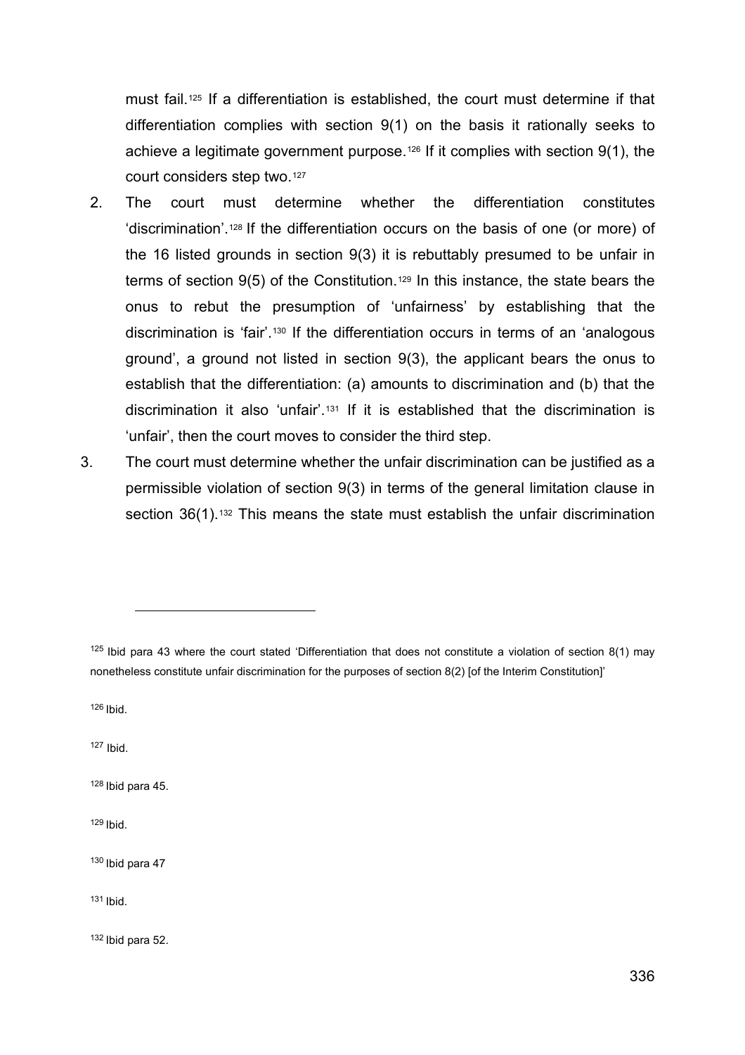must fail.[125] If a differentiation is established, the court must determine if that differentiation complies with section 9(1) on the basis it rationally seeks to achieve a legitimate government purpose.[126] If it complies with section 9(1), the court considers step two.[127]

2. The court must determine whether the differentiation constitutes 'discrimination'.[128] If the differentiation occurs on the basis of one (or more) of the 16 listed grounds in section 9(3) it is rebuttably presumed to be unfair in terms of section 9(5) of the Constitution.[129] In this instance, the state bears the onus to rebut the presumption of 'unfairness' by establishing that the discrimination is 'fair'.[130] If the differentiation occurs in terms of an 'analogous ground', a ground not listed in section 9(3), the applicant bears the onus to establish that the differentiation: (a) amounts to discrimination and (b) that the discrimination it also 'unfair'.[131] If it is established that the discrimination is 'unfair', then the court moves to consider the third step.
3. The court must determine whether the unfair discrimination can be justified as a permissible violation of section 9(3) in terms of the general limitation clause in section 36(1).[132] This means the state must establish the unfair discrimination

---

[125] Ibid para 43 where the court stated 'Differentiation that does not constitute a violation of section 8(1) may nonetheless constitute unfair discrimination for the purposes of section 8(2) [of the Interim Constitution]'

[126] Ibid.

[127] Ibid.

[128] Ibid para 45.

[129] Ibid.

[130] Ibid para 47

[131] Ibid.

[132] Ibid para 52.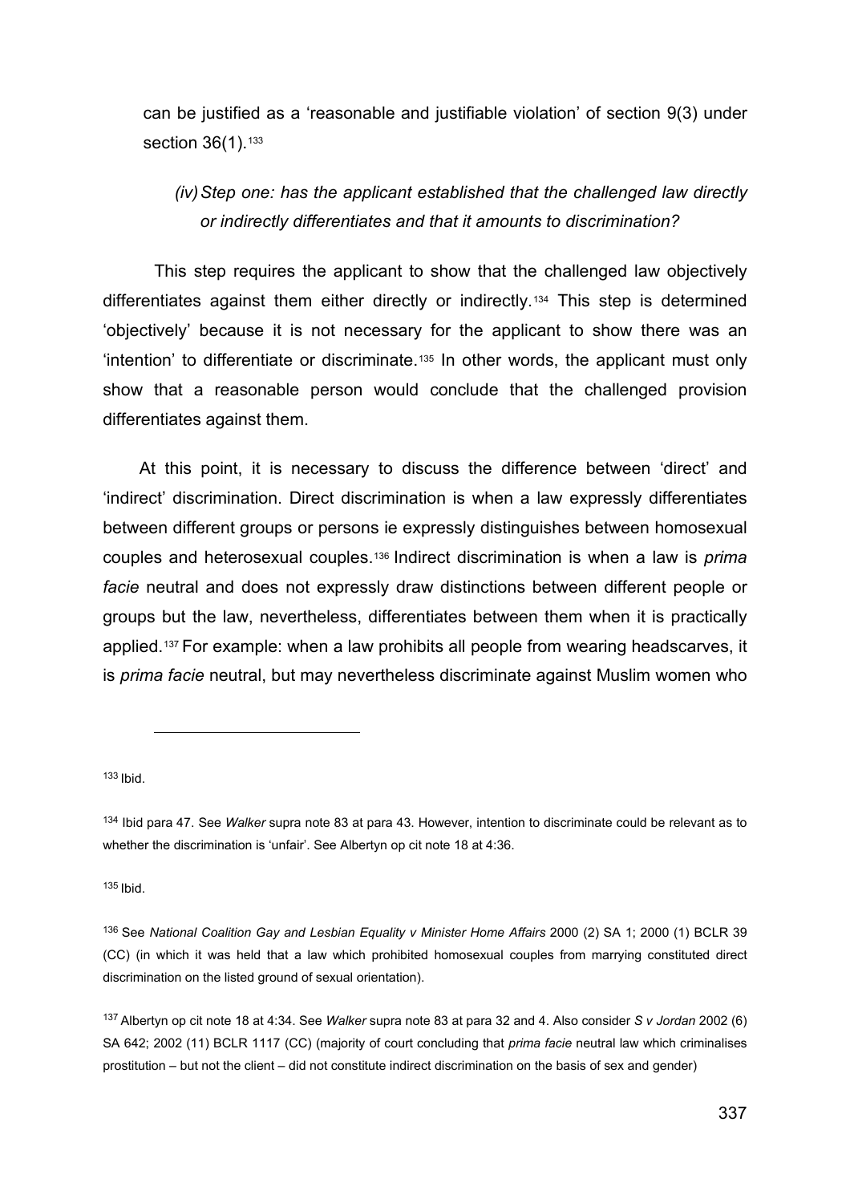can be justified as a 'reasonable and justifiable violation' of section 9(3) under section 36(1).[133]

*(iv) Step one: has the applicant established that the challenged law directly or indirectly differentiates and that it amounts to discrimination?*

This step requires the applicant to show that the challenged law objectively differentiates against them either directly or indirectly.[134] This step is determined 'objectively' because it is not necessary for the applicant to show there was an 'intention' to differentiate or discriminate.[135] In other words, the applicant must only show that a reasonable person would conclude that the challenged provision differentiates against them.

At this point, it is necessary to discuss the difference between 'direct' and 'indirect' discrimination. Direct discrimination is when a law expressly differentiates between different groups or persons ie expressly distinguishes between homosexual couples and heterosexual couples.[136] Indirect discrimination is when a law is *prima facie* neutral and does not expressly draw distinctions between different people or groups but the law, nevertheless, differentiates between them when it is practically applied.[137] For example: when a law prohibits all people from wearing headscarves, it is *prima facie* neutral, but may nevertheless discriminate against Muslim women who

---

[133] Ibid.

[134] Ibid para 47. See *Walker* supra note 83 at para 43. However, intention to discriminate could be relevant as to whether the discrimination is 'unfair'. See Albertyn op cit note 18 at 4:36.

[135] Ibid.

[136] See *National Coalition Gay and Lesbian Equality v Minister Home Affairs* 2000 (2) SA 1; 2000 (1) BCLR 39 (CC) (in which it was held that a law which prohibited homosexual couples from marrying constituted direct discrimination on the listed ground of sexual orientation).

[137] Albertyn op cit note 18 at 4:34. See *Walker* supra note 83 at para 32 and 4. Also consider *S v Jordan* 2002 (6) SA 642; 2002 (11) BCLR 1117 (CC) (majority of court concluding that *prima facie* neutral law which criminalises prostitution – but not the client – did not constitute indirect discrimination on the basis of sex and gender)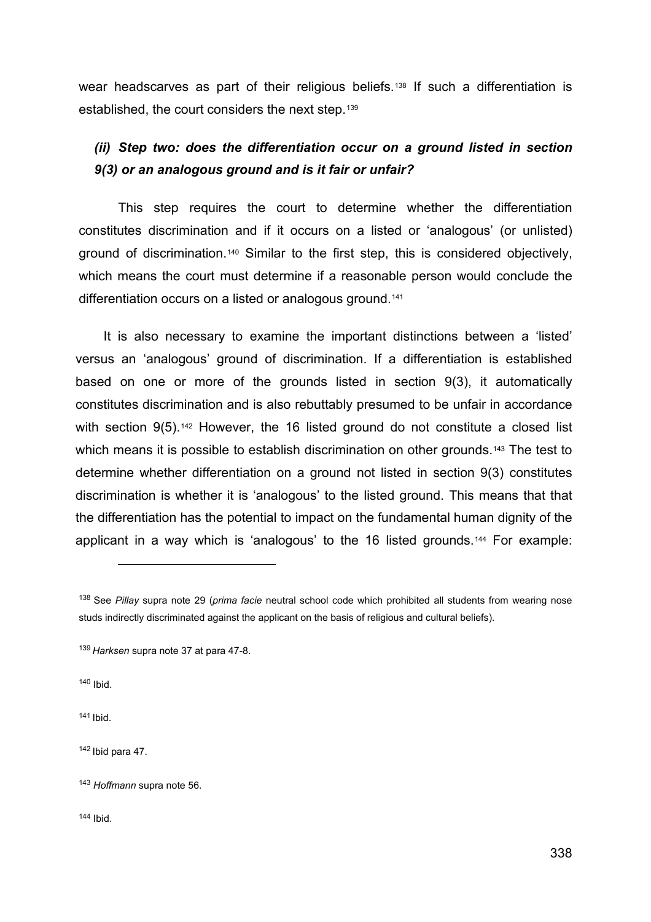wear headscarves as part of their religious beliefs.[138] If such a differentiation is established, the court considers the next step.[139]

### *(ii) Step two: does the differentiation occur on a ground listed in section 9(3) or an analogous ground and is it fair or unfair?*

This step requires the court to determine whether the differentiation constitutes discrimination and if it occurs on a listed or 'analogous' (or unlisted) ground of discrimination.[140] Similar to the first step, this is considered objectively, which means the court must determine if a reasonable person would conclude the differentiation occurs on a listed or analogous ground.[141]

It is also necessary to examine the important distinctions between a 'listed' versus an 'analogous' ground of discrimination. If a differentiation is established based on one or more of the grounds listed in section 9(3), it automatically constitutes discrimination and is also rebuttably presumed to be unfair in accordance with section 9(5).[142] However, the 16 listed ground do not constitute a closed list which means it is possible to establish discrimination on other grounds.[143] The test to determine whether differentiation on a ground not listed in section 9(3) constitutes discrimination is whether it is 'analogous' to the listed ground. This means that that the differentiation has the potential to impact on the fundamental human dignity of the applicant in a way which is 'analogous' to the 16 listed grounds.[144] For example:

---

[138] See *Pillay* supra note 29 (*prima facie* neutral school code which prohibited all students from wearing nose studs indirectly discriminated against the applicant on the basis of religious and cultural beliefs).

[139] *Harksen* supra note 37 at para 47-8.

[140] Ibid.

[141] Ibid.

[142] Ibid para 47.

[143] *Hoffmann* supra note 56.

[144] Ibid.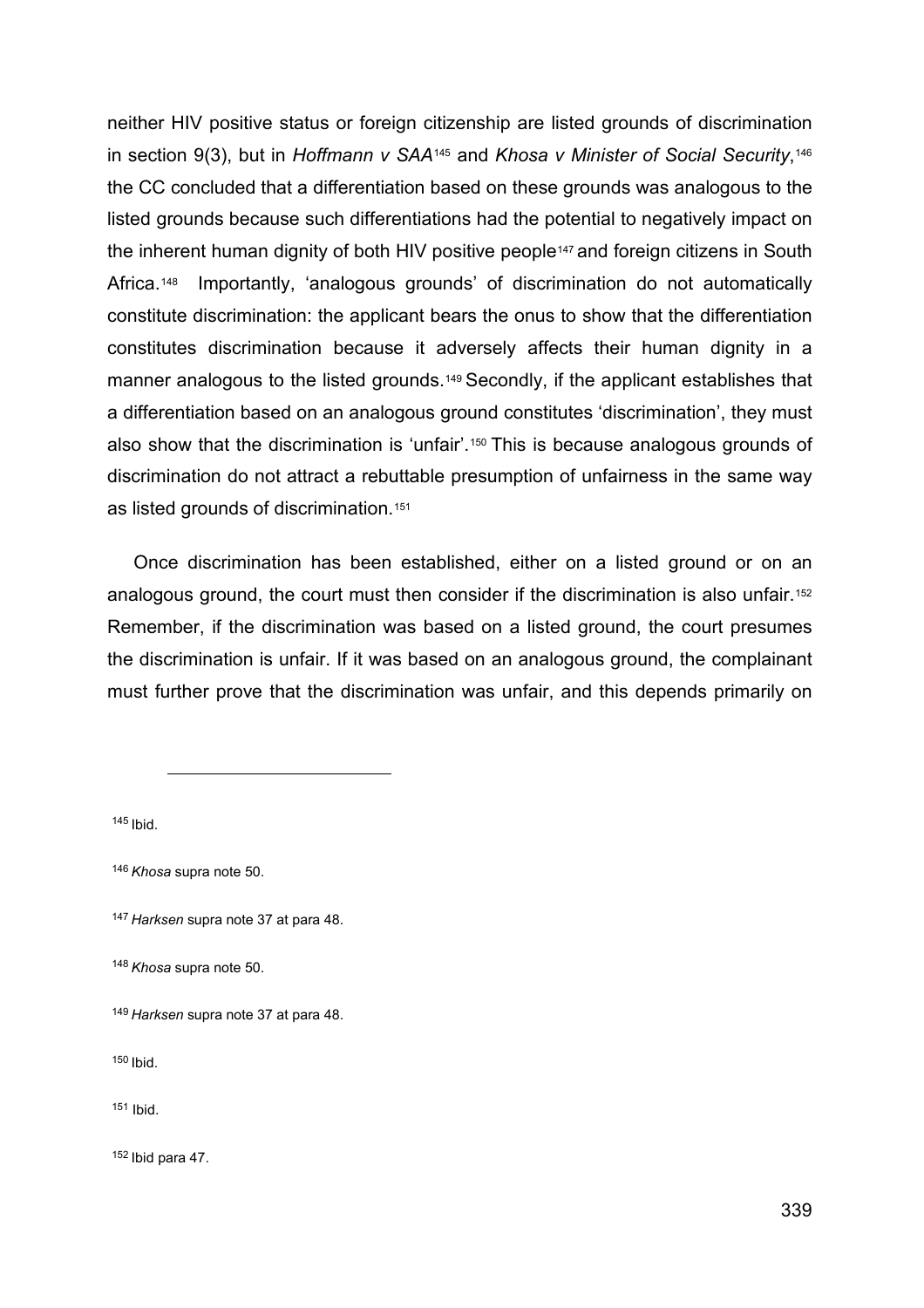neither HIV positive status or foreign citizenship are listed grounds of discrimination in section 9(3), but in *Hoffmann v SAA*[145] and *Khosa v Minister of Social Security*,[146] the CC concluded that a differentiation based on these grounds was analogous to the listed grounds because such differentiations had the potential to negatively impact on the inherent human dignity of both HIV positive people[147] and foreign citizens in South Africa.[148] Importantly, 'analogous grounds' of discrimination do not automatically constitute discrimination: the applicant bears the onus to show that the differentiation constitutes discrimination because it adversely affects their human dignity in a manner analogous to the listed grounds.[149] Secondly, if the applicant establishes that a differentiation based on an analogous ground constitutes 'discrimination', they must also show that the discrimination is 'unfair'.[150] This is because analogous grounds of discrimination do not attract a rebuttable presumption of unfairness in the same way as listed grounds of discrimination.[151]

Once discrimination has been established, either on a listed ground or on an analogous ground, the court must then consider if the discrimination is also unfair.[152] Remember, if the discrimination was based on a listed ground, the court presumes the discrimination is unfair. If it was based on an analogous ground, the complainant must further prove that the discrimination was unfair, and this depends primarily on

---

[145] Ibid.

[146] *Khosa* supra note 50.

[147] *Harksen* supra note 37 at para 48.

[148] *Khosa* supra note 50.

[149] *Harksen* supra note 37 at para 48.

[150] Ibid.

[151] Ibid.

[152] Ibid para 47.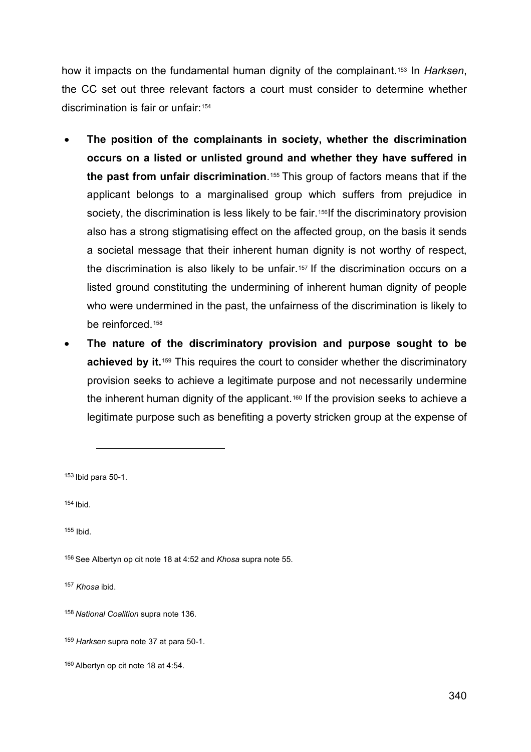how it impacts on the fundamental human dignity of the complainant.[153] In *Harksen*, the CC set out three relevant factors a court must consider to determine whether discrimination is fair or unfair:[154]

- **The position of the complainants in society, whether the discrimination occurs on a listed or unlisted ground and whether they have suffered in the past from unfair discrimination**.[155] This group of factors means that if the applicant belongs to a marginalised group which suffers from prejudice in society, the discrimination is less likely to be fair.[156]If the discriminatory provision also has a strong stigmatising effect on the affected group, on the basis it sends a societal message that their inherent human dignity is not worthy of respect, the discrimination is also likely to be unfair.[157] If the discrimination occurs on a listed ground constituting the undermining of inherent human dignity of people who were undermined in the past, the unfairness of the discrimination is likely to be reinforced.[158]
- **The nature of the discriminatory provision and purpose sought to be achieved by it.**[159] This requires the court to consider whether the discriminatory provision seeks to achieve a legitimate purpose and not necessarily undermine the inherent human dignity of the applicant.[160] If the provision seeks to achieve a legitimate purpose such as benefiting a poverty stricken group at the expense of

---

[153] Ibid para 50-1.

[154] Ibid.

[155] Ibid.

[156] See Albertyn op cit note 18 at 4:52 and *Khosa* supra note 55.

[157] *Khosa* ibid.

[158] *National Coalition* supra note 136.

[159] *Harksen* supra note 37 at para 50-1.

[160] Albertyn op cit note 18 at 4:54.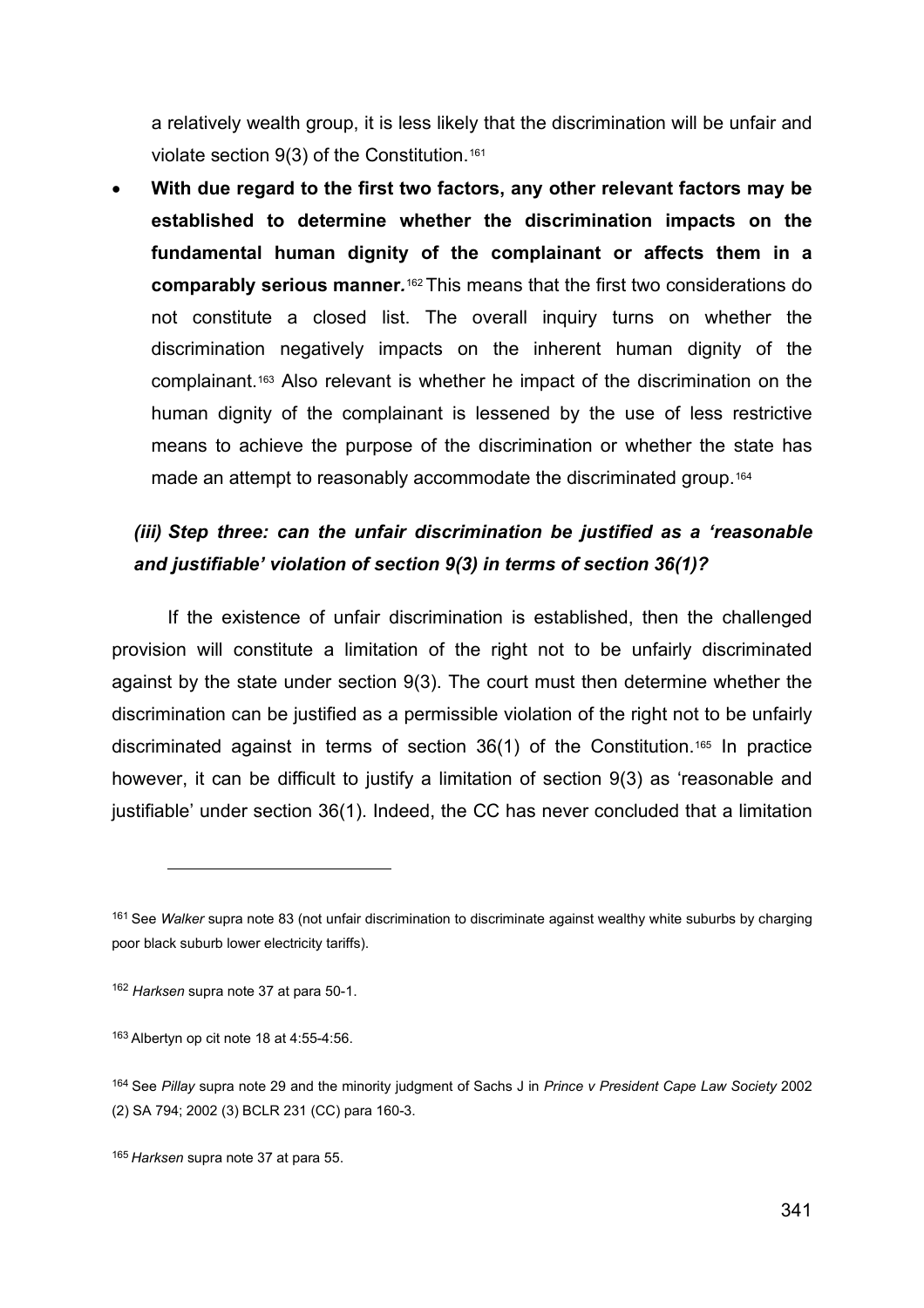a relatively wealth group, it is less likely that the discrimination will be unfair and violate section 9(3) of the Constitution.[161]

- **With due regard to the first two factors, any other relevant factors may be established to determine whether the discrimination impacts on the fundamental human dignity of the complainant or affects them in a comparably serious manner.**[162] This means that the first two considerations do not constitute a closed list. The overall inquiry turns on whether the discrimination negatively impacts on the inherent human dignity of the complainant.[163] Also relevant is whether he impact of the discrimination on the human dignity of the complainant is lessened by the use of less restrictive means to achieve the purpose of the discrimination or whether the state has made an attempt to reasonably accommodate the discriminated group.[164]

### *(iii) Step three: can the unfair discrimination be justified as a 'reasonable and justifiable' violation of section 9(3) in terms of section 36(1)?*

If the existence of unfair discrimination is established, then the challenged provision will constitute a limitation of the right not to be unfairly discriminated against by the state under section 9(3). The court must then determine whether the discrimination can be justified as a permissible violation of the right not to be unfairly discriminated against in terms of section 36(1) of the Constitution.[165] In practice however, it can be difficult to justify a limitation of section 9(3) as 'reasonable and justifiable' under section 36(1). Indeed, the CC has never concluded that a limitation

---

[161] See *Walker* supra note 83 (not unfair discrimination to discriminate against wealthy white suburbs by charging poor black suburb lower electricity tariffs).

[162] *Harksen* supra note 37 at para 50-1.

[163] Albertyn op cit note 18 at 4:55-4:56.

[164] See *Pillay* supra note 29 and the minority judgment of Sachs J in *Prince v President Cape Law Society* 2002 (2) SA 794; 2002 (3) BCLR 231 (CC) para 160-3.

[165] *Harksen* supra note 37 at para 55.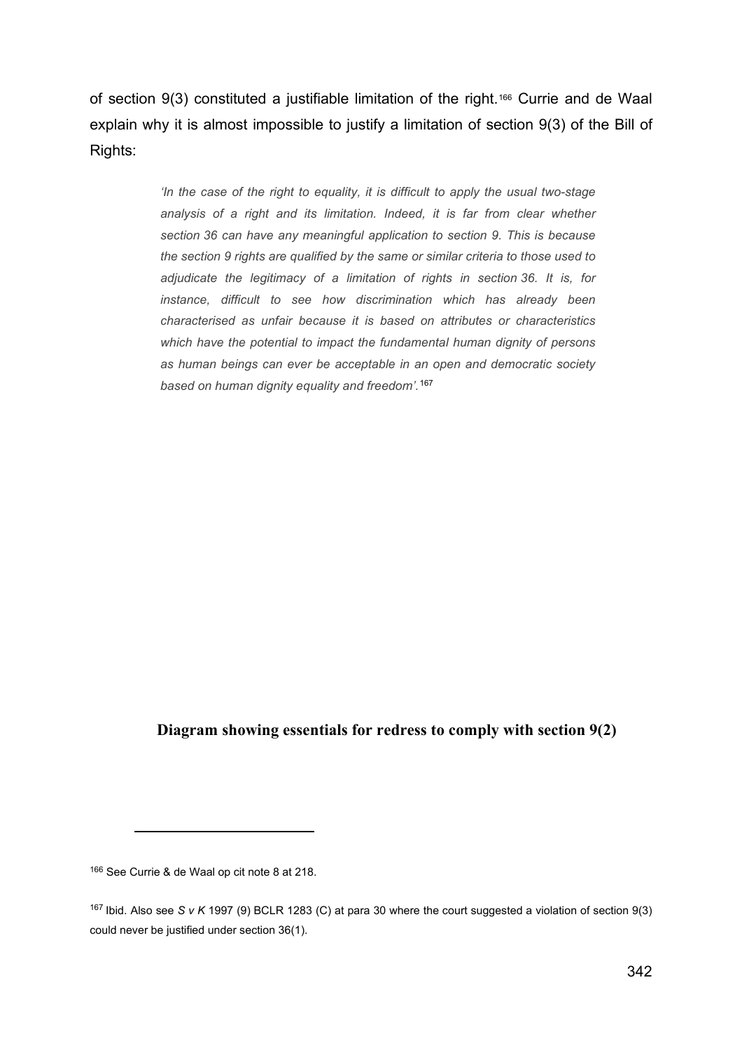of section 9(3) constituted a justifiable limitation of the right.[166] Currie and de Waal explain why it is almost impossible to justify a limitation of section 9(3) of the Bill of Rights:

> *'In the case of the right to equality, it is difficult to apply the usual two-stage analysis of a right and its limitation. Indeed, it is far from clear whether section 36 can have any meaningful application to section 9. This is because the section 9 rights are qualified by the same or similar criteria to those used to adjudicate the legitimacy of a limitation of rights in section 36. It is, for instance, difficult to see how discrimination which has already been characterised as unfair because it is based on attributes or characteristics which have the potential to impact the fundamental human dignity of persons as human beings can ever be acceptable in an open and democratic society based on human dignity equality and freedom'.*[167]

**Diagram showing essentials for redress to comply with section 9(2)**

---

[166] See Currie & de Waal op cit note 8 at 218.

[167] Ibid. Also see *S v K* 1997 (9) BCLR 1283 (C) at para 30 where the court suggested a violation of section 9(3) could never be justified under section 36(1).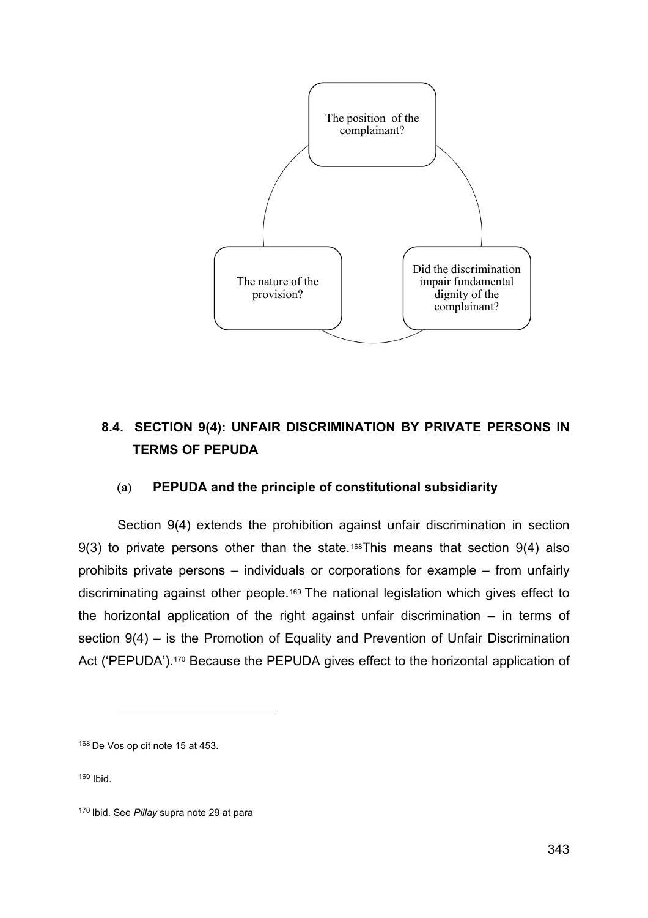The position of the complainant?

Did the discrimination impair fundamental dignity of the complainant?

The nature of the provision?

## 8.4. SECTION 9(4): UNFAIR DISCRIMINATION BY PRIVATE PERSONS IN TERMS OF PEPUDA

### (a) PEPUDA and the principle of constitutional subsidiarity

Section 9(4) extends the prohibition against unfair discrimination in section 9(3) to private persons other than the state.[168] This means that section 9(4) also prohibits private persons – individuals or corporations for example – from unfairly discriminating against other people.[169] The national legislation which gives effect to the horizontal application of the right against unfair discrimination – in terms of section 9(4) – is the Promotion of Equality and Prevention of Unfair Discrimination Act ('PEPUDA').[170] Because the PEPUDA gives effect to the horizontal application of

---

[168] De Vos op cit note 15 at 453.

[169] Ibid.

[170] Ibid. See *Pillay* supra note 29 at para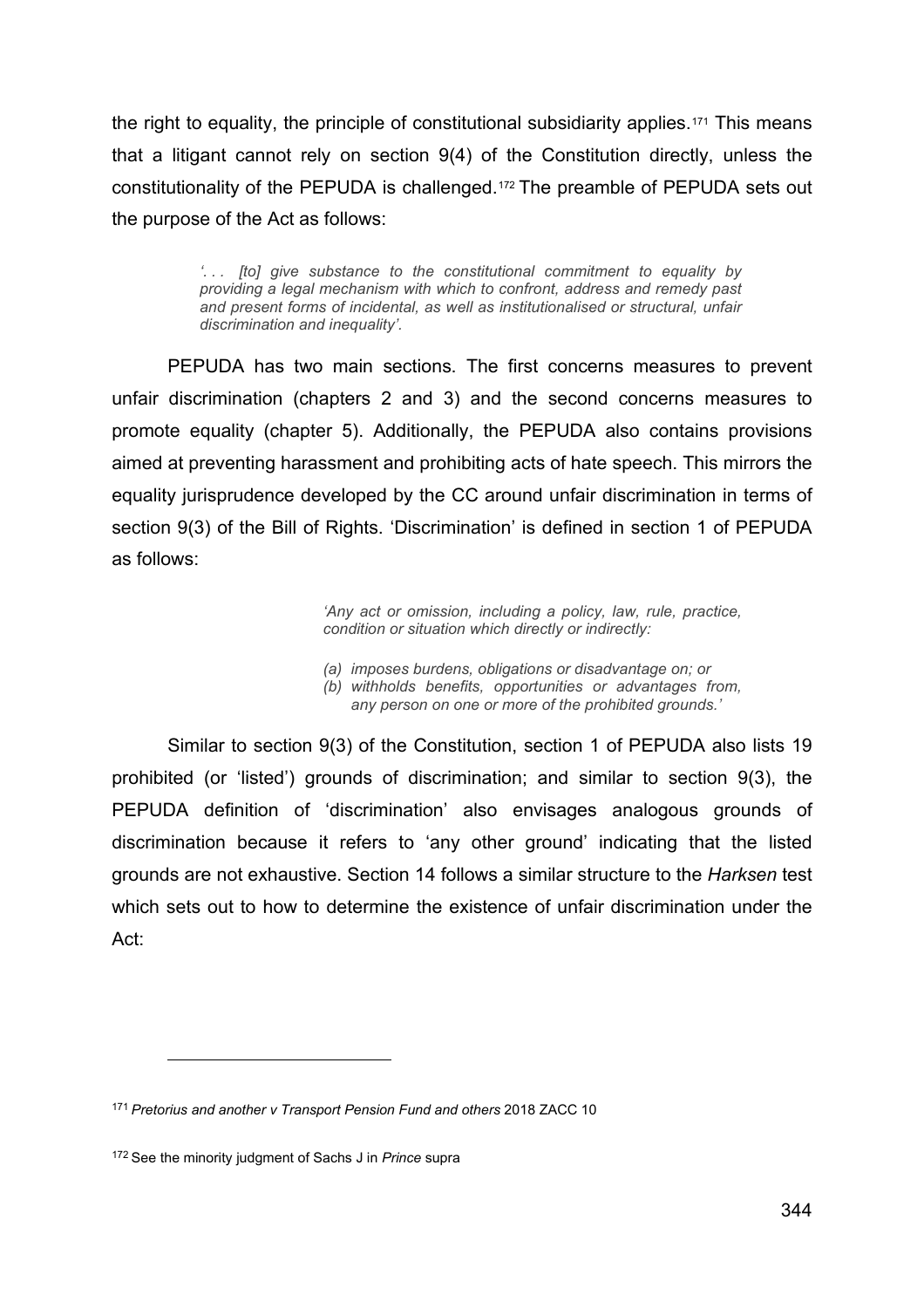the right to equality, the principle of constitutional subsidiarity applies.[171] This means that a litigant cannot rely on section 9(4) of the Constitution directly, unless the constitutionality of the PEPUDA is challenged.[172] The preamble of PEPUDA sets out the purpose of the Act as follows:

> *'. . . [to] give substance to the constitutional commitment to equality by providing a legal mechanism with which to confront, address and remedy past and present forms of incidental, as well as institutionalised or structural, unfair discrimination and inequality'.*

PEPUDA has two main sections. The first concerns measures to prevent unfair discrimination (chapters 2 and 3) and the second concerns measures to promote equality (chapter 5). Additionally, the PEPUDA also contains provisions aimed at preventing harassment and prohibiting acts of hate speech. This mirrors the equality jurisprudence developed by the CC around unfair discrimination in terms of section 9(3) of the Bill of Rights. 'Discrimination' is defined in section 1 of PEPUDA as follows:

> *'Any act or omission, including a policy, law, rule, practice, condition or situation which directly or indirectly:*
>
> *(a) imposes burdens, obligations or disadvantage on; or*
> *(b) withholds benefits, opportunities or advantages from, any person on one or more of the prohibited grounds.'*

Similar to section 9(3) of the Constitution, section 1 of PEPUDA also lists 19 prohibited (or 'listed') grounds of discrimination; and similar to section 9(3), the PEPUDA definition of 'discrimination' also envisages analogous grounds of discrimination because it refers to 'any other ground' indicating that the listed grounds are not exhaustive. Section 14 follows a similar structure to the *Harksen* test which sets out to how to determine the existence of unfair discrimination under the Act:

---

[171] *Pretorius and another v Transport Pension Fund and others* 2018 ZACC 10

[172] See the minority judgment of Sachs J in *Prince* supra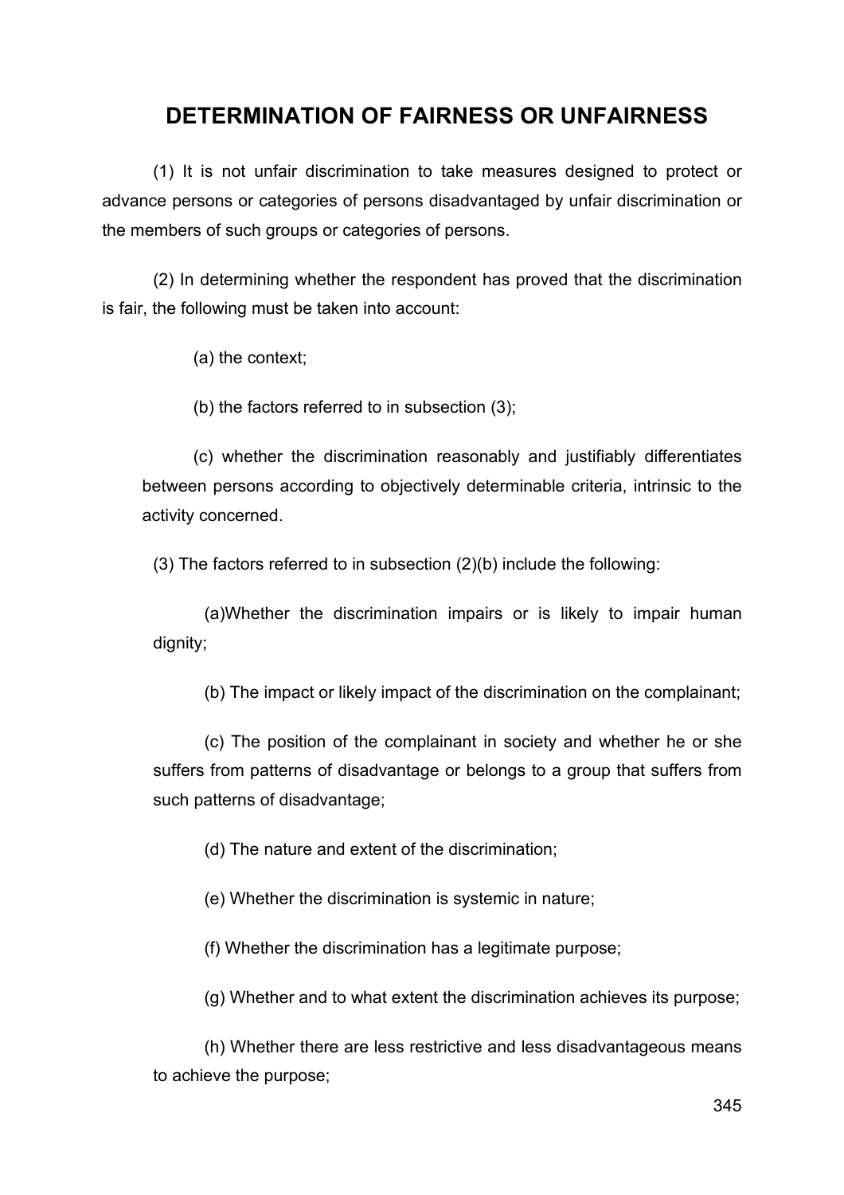# DETERMINATION OF FAIRNESS OR UNFAIRNESS

(1) It is not unfair discrimination to take measures designed to protect or advance persons or categories of persons disadvantaged by unfair discrimination or the members of such groups or categories of persons.

(2) In determining whether the respondent has proved that the discrimination is fair, the following must be taken into account:

(a) the context;

(b) the factors referred to in subsection (3);

(c) whether the discrimination reasonably and justifiably differentiates between persons according to objectively determinable criteria, intrinsic to the activity concerned.

(3) The factors referred to in subsection (2)(b) include the following:

(a)Whether the discrimination impairs or is likely to impair human dignity;

(b) The impact or likely impact of the discrimination on the complainant;

(c) The position of the complainant in society and whether he or she suffers from patterns of disadvantage or belongs to a group that suffers from such patterns of disadvantage;

(d) The nature and extent of the discrimination;

(e) Whether the discrimination is systemic in nature;

(f) Whether the discrimination has a legitimate purpose;

(g) Whether and to what extent the discrimination achieves its purpose;

(h) Whether there are less restrictive and less disadvantageous means to achieve the purpose;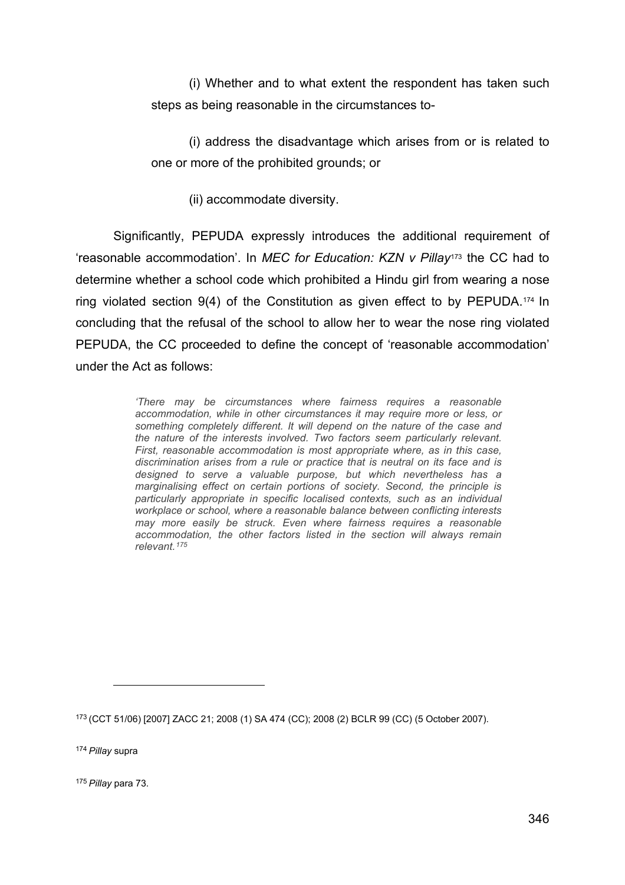(i) Whether and to what extent the respondent has taken such steps as being reasonable in the circumstances to-

(i) address the disadvantage which arises from or is related to one or more of the prohibited grounds; or

(ii) accommodate diversity.

Significantly, PEPUDA expressly introduces the additional requirement of 'reasonable accommodation'. In *MEC for Education: KZN v Pillay*[173] the CC had to determine whether a school code which prohibited a Hindu girl from wearing a nose ring violated section 9(4) of the Constitution as given effect to by PEPUDA.[174] In concluding that the refusal of the school to allow her to wear the nose ring violated PEPUDA, the CC proceeded to define the concept of 'reasonable accommodation' under the Act as follows:

> *'There may be circumstances where fairness requires a reasonable accommodation, while in other circumstances it may require more or less, or something completely different. It will depend on the nature of the case and the nature of the interests involved. Two factors seem particularly relevant. First, reasonable accommodation is most appropriate where, as in this case, discrimination arises from a rule or practice that is neutral on its face and is designed to serve a valuable purpose, but which nevertheless has a marginalising effect on certain portions of society. Second, the principle is particularly appropriate in specific localised contexts, such as an individual workplace or school, where a reasonable balance between conflicting interests may more easily be struck. Even where fairness requires a reasonable accommodation, the other factors listed in the section will always remain relevant.*[175]

---

[173] (CCT 51/06) [2007] ZACC 21; 2008 (1) SA 474 (CC); 2008 (2) BCLR 99 (CC) (5 October 2007).

[174] *Pillay* supra

[175] *Pillay* para 73.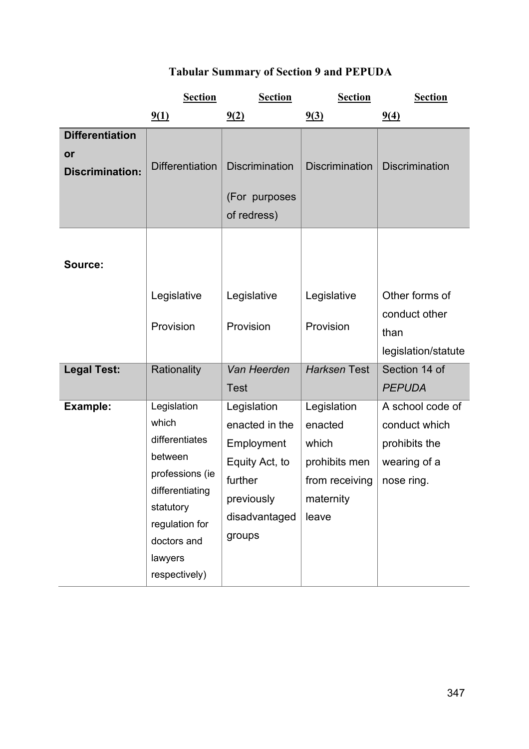# Tabular Summary of Section 9 and PEPUDA

| | Section 9(1) | Section 9(2) | Section 9(3) | Section 9(4) |
|---|---|---|---|---|
| **Differentiation or Discrimination:** | Differentiation | Discrimination (For purposes of redress) | Discrimination | Discrimination |
| **Source:** | Legislative Provision | Legislative Provision | Legislative Provision | Other forms of conduct other than legislation/statute |
| **Legal Test:** | Rationality | *Van Heerden* Test | *Harksen* Test | Section 14 of *PEPUDA* |
| **Example:** | Legislation which differentiates between professions (ie differentiating statutory regulation for doctors and lawyers respectively) | Legislation enacted in the Employment Equity Act, to further previously disadvantaged groups | Legislation enacted which prohibits men from receiving maternity leave | A school code of conduct which prohibits the wearing of a nose ring. |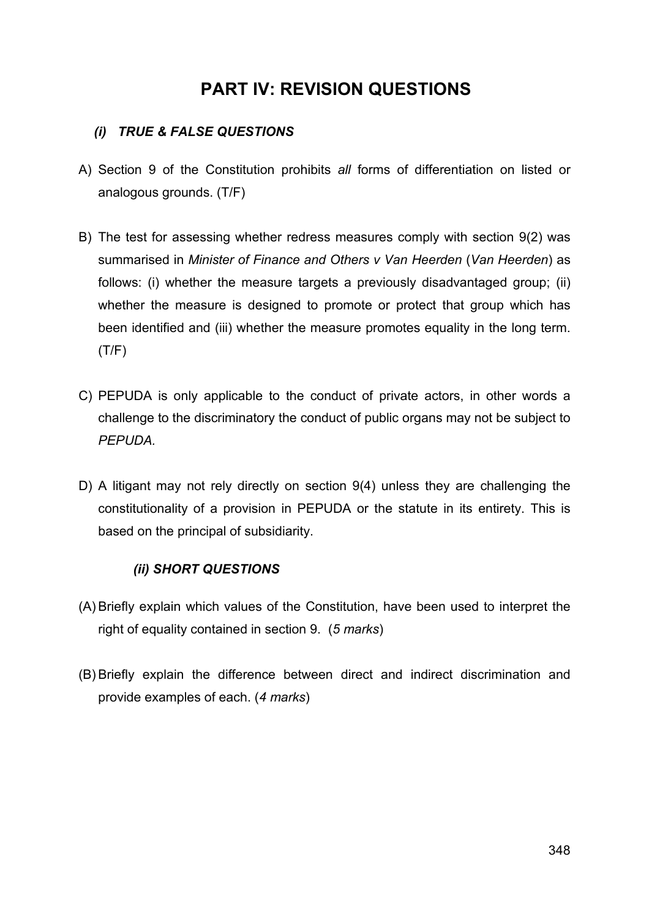# PART IV: REVISION QUESTIONS

### *(i) TRUE & FALSE QUESTIONS*

A) Section 9 of the Constitution prohibits *all* forms of differentiation on listed or analogous grounds. (T/F)

B) The test for assessing whether redress measures comply with section 9(2) was summarised in *Minister of Finance and Others v Van Heerden* (*Van Heerden*) as follows: (i) whether the measure targets a previously disadvantaged group; (ii) whether the measure is designed to promote or protect that group which has been identified and (iii) whether the measure promotes equality in the long term. (T/F)

C) PEPUDA is only applicable to the conduct of private actors, in other words a challenge to the discriminatory the conduct of public organs may not be subject to *PEPUDA.*

D) A litigant may not rely directly on section 9(4) unless they are challenging the constitutionality of a provision in PEPUDA or the statute in its entirety. This is based on the principal of subsidiarity.

### *(ii) SHORT QUESTIONS*

(A) Briefly explain which values of the Constitution, have been used to interpret the right of equality contained in section 9. (*5 marks*)

(B) Briefly explain the difference between direct and indirect discrimination and provide examples of each. (*4 marks*)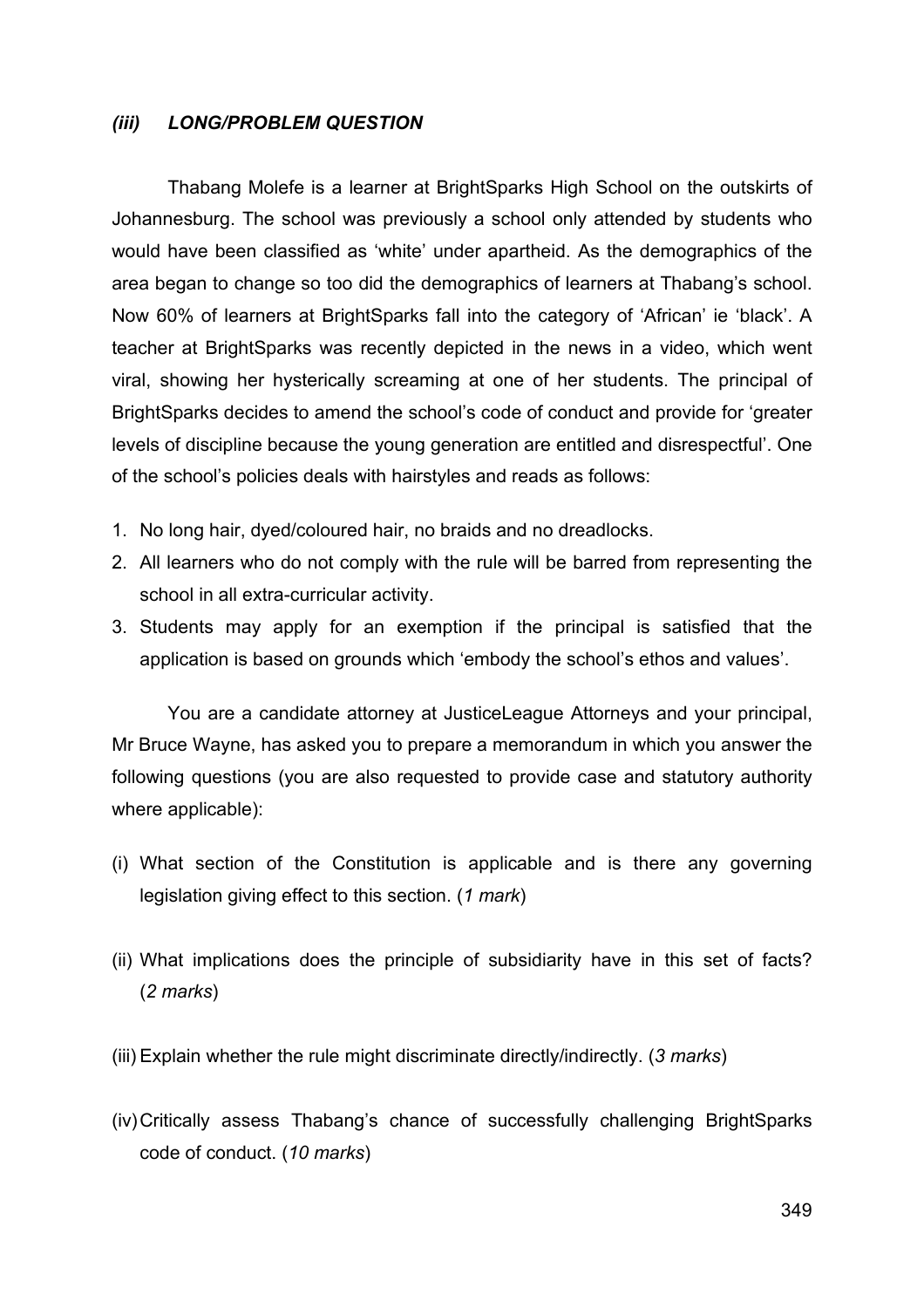### *(iii) LONG/PROBLEM QUESTION*

Thabang Molefe is a learner at BrightSparks High School on the outskirts of Johannesburg. The school was previously a school only attended by students who would have been classified as 'white' under apartheid. As the demographics of the area began to change so too did the demographics of learners at Thabang's school. Now 60% of learners at BrightSparks fall into the category of 'African' ie 'black'. A teacher at BrightSparks was recently depicted in the news in a video, which went viral, showing her hysterically screaming at one of her students. The principal of BrightSparks decides to amend the school's code of conduct and provide for 'greater levels of discipline because the young generation are entitled and disrespectful'. One of the school's policies deals with hairstyles and reads as follows:

1. No long hair, dyed/coloured hair, no braids and no dreadlocks.
2. All learners who do not comply with the rule will be barred from representing the school in all extra-curricular activity.
3. Students may apply for an exemption if the principal is satisfied that the application is based on grounds which 'embody the school's ethos and values'.

You are a candidate attorney at JusticeLeague Attorneys and your principal, Mr Bruce Wayne, has asked you to prepare a memorandum in which you answer the following questions (you are also requested to provide case and statutory authority where applicable):

(i) What section of the Constitution is applicable and is there any governing legislation giving effect to this section. (*1 mark*)

(ii) What implications does the principle of subsidiarity have in this set of facts? (*2 marks*)

(iii) Explain whether the rule might discriminate directly/indirectly. (*3 marks*)

(iv) Critically assess Thabang's chance of successfully challenging BrightSparks code of conduct. (*10 marks*)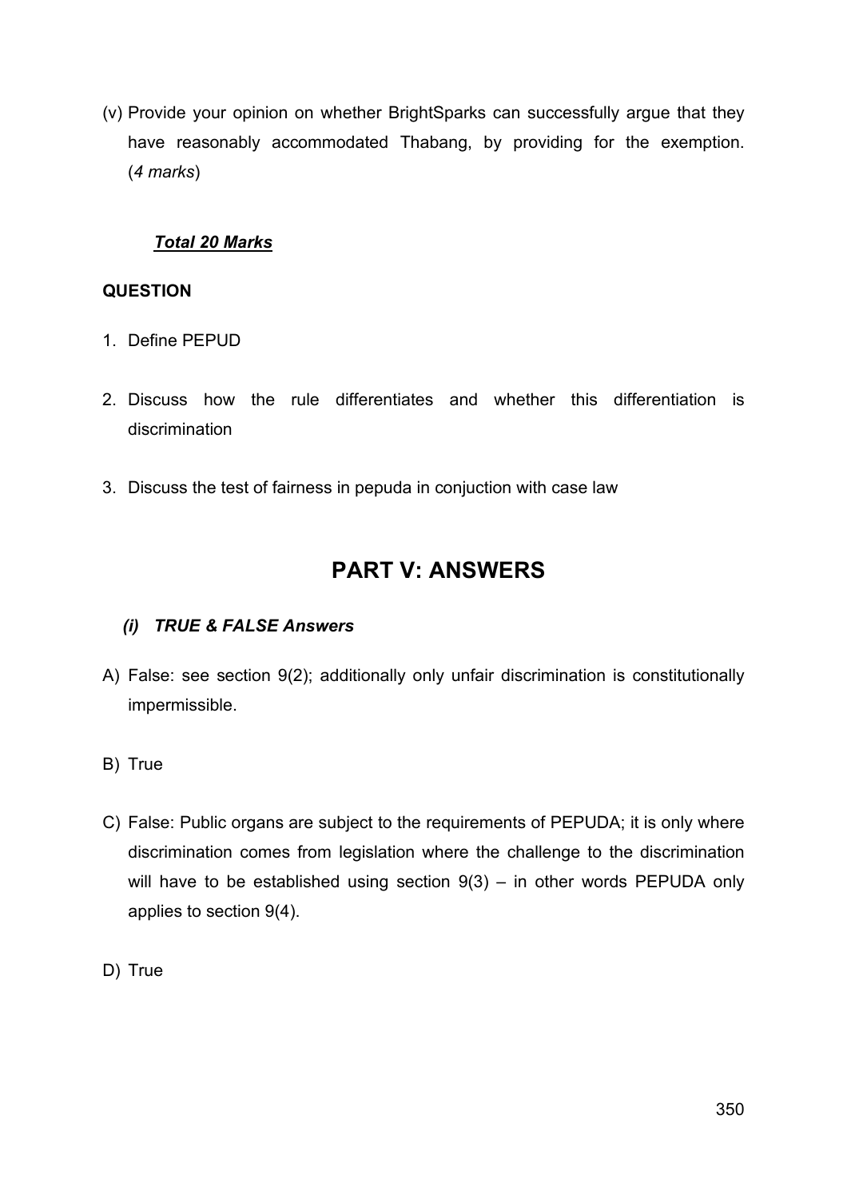(v) Provide your opinion on whether BrightSparks can successfully argue that they have reasonably accommodated Thabang, by providing for the exemption. (*4 marks*)

***Total 20 Marks***

**QUESTION**

1. Define PEPUD
2. Discuss how the rule differentiates and whether this differentiation is discrimination
3. Discuss the test of fairness in pepuda in conjuction with case law

# PART V: ANSWERS

### *(i) TRUE & FALSE Answers*

A) False: see section 9(2); additionally only unfair discrimination is constitutionally impermissible.

B) True

C) False: Public organs are subject to the requirements of PEPUDA; it is only where discrimination comes from legislation where the challenge to the discrimination will have to be established using section 9(3) – in other words PEPUDA only applies to section 9(4).

D) True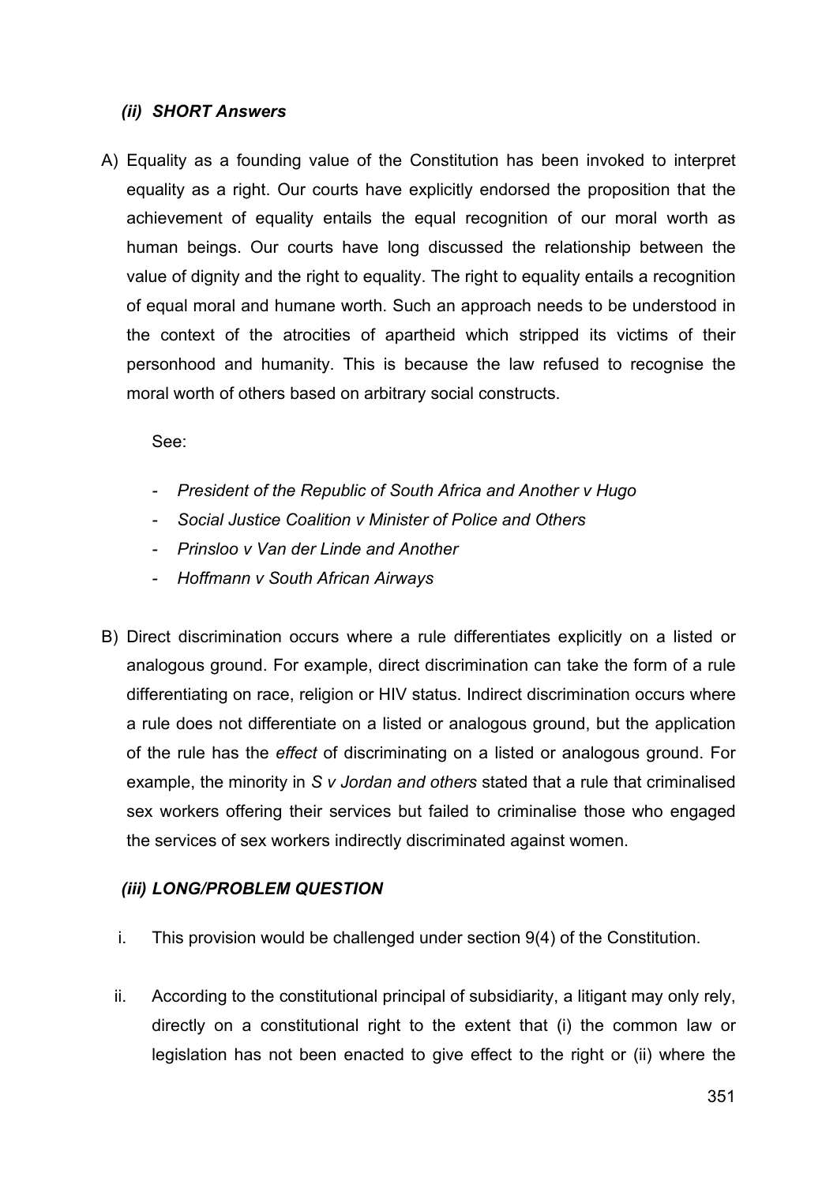### *(ii) SHORT Answers*

A) Equality as a founding value of the Constitution has been invoked to interpret equality as a right. Our courts have explicitly endorsed the proposition that the achievement of equality entails the equal recognition of our moral worth as human beings. Our courts have long discussed the relationship between the value of dignity and the right to equality. The right to equality entails a recognition of equal moral and humane worth. Such an approach needs to be understood in the context of the atrocities of apartheid which stripped its victims of their personhood and humanity. This is because the law refused to recognise the moral worth of others based on arbitrary social constructs.

See:

- *President of the Republic of South Africa and Another v Hugo*
- *Social Justice Coalition v Minister of Police and Others*
- *Prinsloo v Van der Linde and Another*
- *Hoffmann v South African Airways*

B) Direct discrimination occurs where a rule differentiates explicitly on a listed or analogous ground. For example, direct discrimination can take the form of a rule differentiating on race, religion or HIV status. Indirect discrimination occurs where a rule does not differentiate on a listed or analogous ground, but the application of the rule has the *effect* of discriminating on a listed or analogous ground. For example, the minority in *S v Jordan and others* stated that a rule that criminalised sex workers offering their services but failed to criminalise those who engaged the services of sex workers indirectly discriminated against women.

### *(iii) LONG/PROBLEM QUESTION*

i. This provision would be challenged under section 9(4) of the Constitution.

ii. According to the constitutional principal of subsidiarity, a litigant may only rely, directly on a constitutional right to the extent that (i) the common law or legislation has not been enacted to give effect to the right or (ii) where the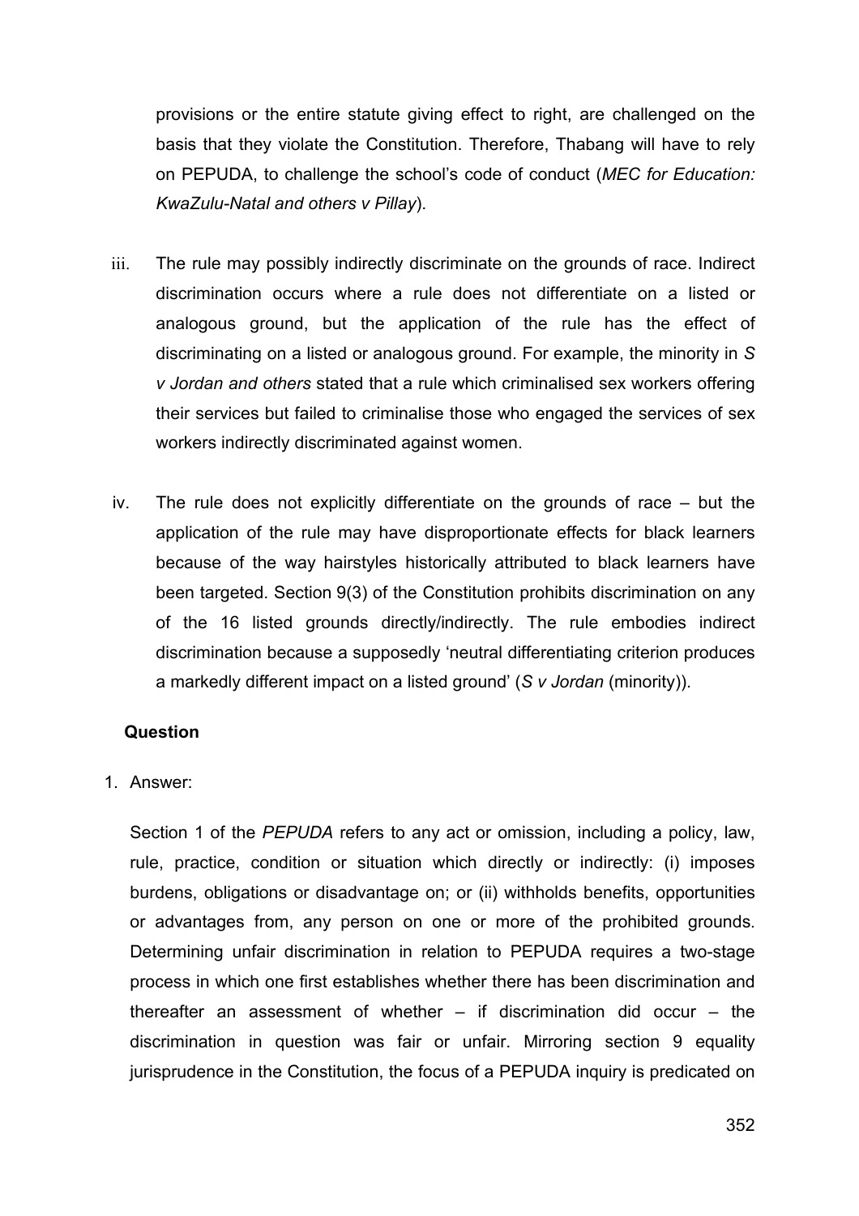provisions or the entire statute giving effect to right, are challenged on the basis that they violate the Constitution. Therefore, Thabang will have to rely on PEPUDA, to challenge the school's code of conduct (*MEC for Education: KwaZulu-Natal and others v Pillay*).

iii. The rule may possibly indirectly discriminate on the grounds of race. Indirect discrimination occurs where a rule does not differentiate on a listed or analogous ground, but the application of the rule has the effect of discriminating on a listed or analogous ground. For example, the minority in *S v Jordan and others* stated that a rule which criminalised sex workers offering their services but failed to criminalise those who engaged the services of sex workers indirectly discriminated against women.

iv. The rule does not explicitly differentiate on the grounds of race – but the application of the rule may have disproportionate effects for black learners because of the way hairstyles historically attributed to black learners have been targeted. Section 9(3) of the Constitution prohibits discrimination on any of the 16 listed grounds directly/indirectly. The rule embodies indirect discrimination because a supposedly 'neutral differentiating criterion produces a markedly different impact on a listed ground' (*S v Jordan* (minority)).

**Question**

1. Answer:

   Section 1 of the *PEPUDA* refers to any act or omission, including a policy, law, rule, practice, condition or situation which directly or indirectly: (i) imposes burdens, obligations or disadvantage on; or (ii) withholds benefits, opportunities or advantages from, any person on one or more of the prohibited grounds. Determining unfair discrimination in relation to PEPUDA requires a two-stage process in which one first establishes whether there has been discrimination and thereafter an assessment of whether – if discrimination did occur – the discrimination in question was fair or unfair. Mirroring section 9 equality jurisprudence in the Constitution, the focus of a PEPUDA inquiry is predicated on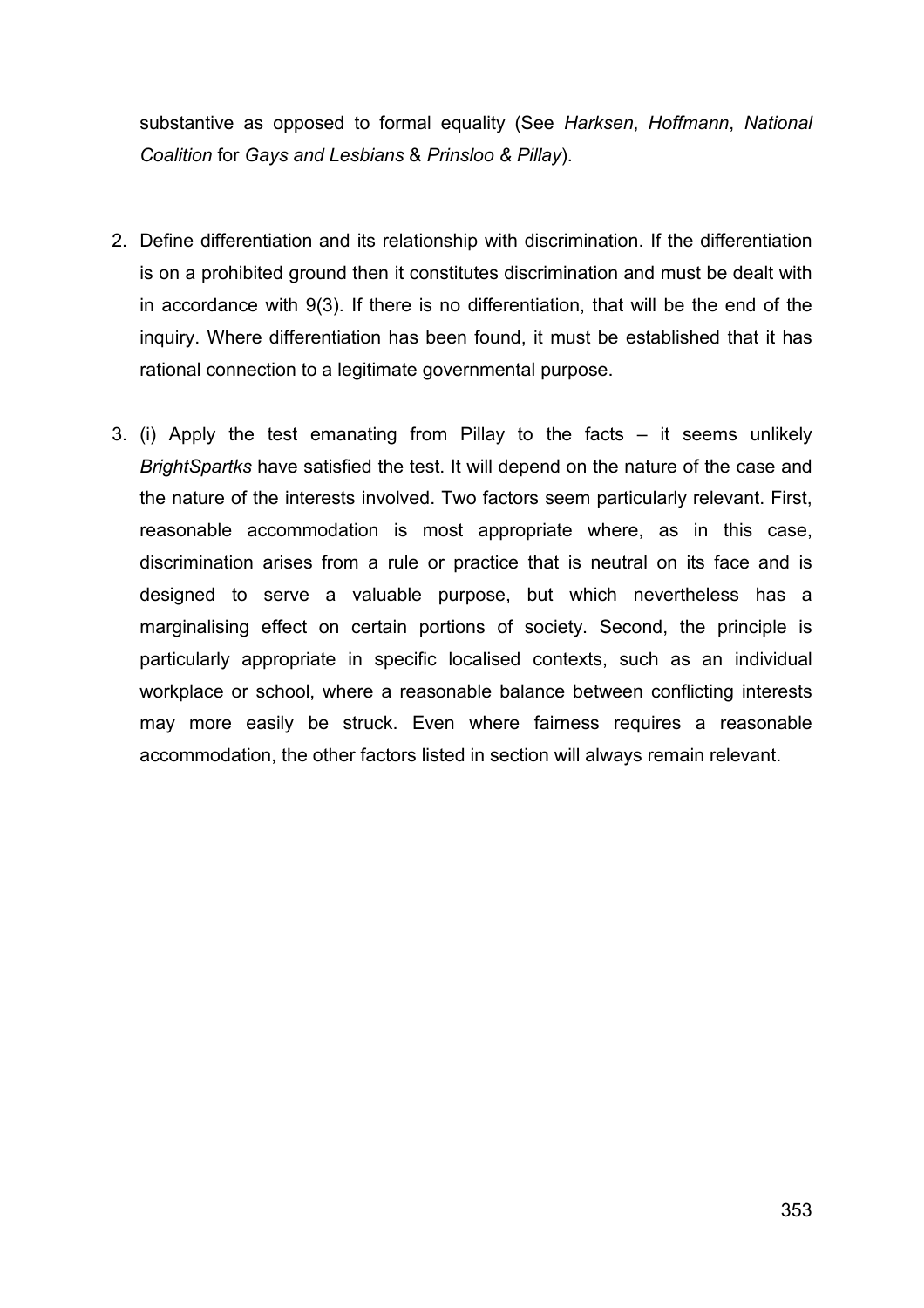substantive as opposed to formal equality (See *Harksen*, *Hoffmann*, *National Coalition* for *Gays and Lesbians* & *Prinsloo & Pillay*).

2. Define differentiation and its relationship with discrimination. If the differentiation is on a prohibited ground then it constitutes discrimination and must be dealt with in accordance with 9(3). If there is no differentiation, that will be the end of the inquiry. Where differentiation has been found, it must be established that it has rational connection to a legitimate governmental purpose.

3. (i) Apply the test emanating from Pillay to the facts – it seems unlikely *BrightSpartks* have satisfied the test. It will depend on the nature of the case and the nature of the interests involved. Two factors seem particularly relevant. First, reasonable accommodation is most appropriate where, as in this case, discrimination arises from a rule or practice that is neutral on its face and is designed to serve a valuable purpose, but which nevertheless has a marginalising effect on certain portions of society. Second, the principle is particularly appropriate in specific localised contexts, such as an individual workplace or school, where a reasonable balance between conflicting interests may more easily be struck. Even where fairness requires a reasonable accommodation, the other factors listed in section will always remain relevant.